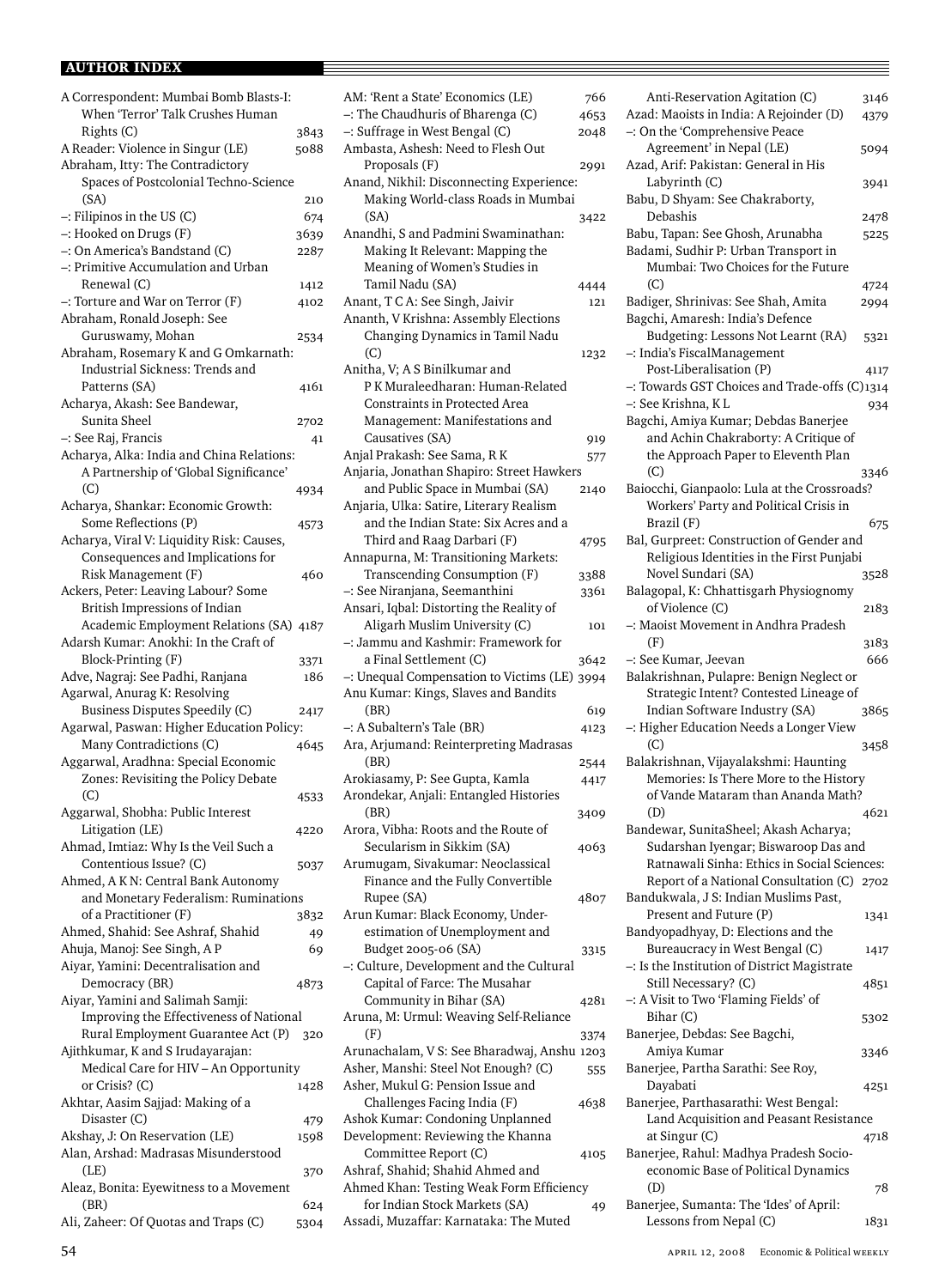## AUTHOR INDEX

A Correspondent: Mumbai Bomb Blasts-I: When 'Terror' Talk Crushes Human Rights (C) 3843
A Reader: Violence in Singur (LE) 5088
Abraham, Itty: The Contradictory Spaces of Postcolonial Techno-Science (SA) 210
–: Filipinos in the US (C) 674
–: Hooked on Drugs (F) 3639
–: On America's Bandstand (C) 2287
–: Primitive Accumulation and Urban Renewal (C) 1412
–: Torture and War on Terror (F) 4102
Abraham, Ronald Joseph: See Guruswamy, Mohan 2534
Abraham, Rosemary K and G Omkarnath: Industrial Sickness: Trends and Patterns (SA) 4161
Acharya, Akash: See Bandewar, Sunita Sheel 2702
–: See Raj, Francis 41
Acharya, Alka: India and China Relations: A Partnership of 'Global Significance' (C) 4934
Acharya, Shankar: Economic Growth: Some Reflections (P) 4573
Acharya, Viral V: Liquidity Risk: Causes, Consequences and Implications for Risk Management (F) 460
Ackers, Peter: Leaving Labour? Some British Impressions of Indian Academic Employment Relations (SA) 4187
Adarsh Kumar: Anokhi: In the Craft of Block-Printing (F) 3371
Adve, Nagraj: See Padhi, Ranjana 186
Agarwal, Anurag K: Resolving Business Disputes Speedily (C) 2417
Agarwal, Paswan: Higher Education Policy: Many Contradictions (C) 4645
Aggarwal, Aradhna: Special Economic Zones: Revisiting the Policy Debate (C) 4533
Aggarwal, Shobha: Public Interest Litigation (LE) 4220
Ahmad, Imtiaz: Why Is the Veil Such a Contentious Issue? (C) 5037
Ahmed, A K N: Central Bank Autonomy and Monetary Federalism: Ruminations of a Practitioner (F) 3832
Ahmed, Shahid: See Ashraf, Shahid 49
Ahuja, Manoj: See Singh, A P 69
Aiyar, Yamini: Decentralisation and Democracy (BR) 4873
Aiyar, Yamini and Salimah Samji: Improving the Effectiveness of National Rural Employment Guarantee Act (P) 320
Ajithkumar, K and S Irudayarajan: Medical Care for HIV – An Opportunity or Crisis? (C) 1428
Akhtar, Aasim Sajjad: Making of a Disaster (C) 479
Akshay, J: On Reservation (LE) 1598
Alan, Arshad: Madrasas Misunderstood (LE) 370
Aleaz, Bonita: Eyewitness to a Movement (BR) 624
Ali, Zaheer: Of Quotas and Traps (C) 5304
AM: 'Rent a State' Economics (LE) 766
–: The Chaudhuris of Bharenga (C) 4653
–: Suffrage in West Bengal (C) 2048
Ambasta, Ashesh: Need to Flesh Out Proposals (F) 2991
Anand, Nikhil: Disconnecting Experience: Making World-class Roads in Mumbai (SA) 3422
Anandhi, S and Padmini Swaminathan: Making It Relevant: Mapping the Meaning of Women's Studies in Tamil Nadu (SA) 4444
Anant, T C A: See Singh, Jaivir 121
Ananth, V Krishna: Assembly Elections Changing Dynamics in Tamil Nadu (C) 1232
Anitha, V; A S Binilkumar and P K Muraleedharan: Human-Related Constraints in Protected Area Management: Manifestations and Causatives (SA) 919
Anjal Prakash: See Sama, R K 577
Anjaria, Jonathan Shapiro: Street Hawkers and Public Space in Mumbai (SA) 2140
Anjaria, Ulka: Satire, Literary Realism and the Indian State: Six Acres and a Third and Raag Darbari (F) 4795
Annapurna, M: Transitioning Markets: Transcending Consumption (F) 3388
–: See Niranjana, Seemanthini 3361
Ansari, Iqbal: Distorting the Reality of Aligarh Muslim University (C) 101
–: Jammu and Kashmir: Framework for a Final Settlement (C) 3642
–: Unequal Compensation to Victims (LE) 3994
Anu Kumar: Kings, Slaves and Bandits (BR) 619
–: A Subaltern's Tale (BR) 4123
Ara, Arjumand: Reinterpreting Madrasas (BR) 2544
Arokiasamy, P: See Gupta, Kamla 4417
Arondekar, Anjali: Entangled Histories (BR) 3409
Arora, Vibha: Roots and the Route of Secularism in Sikkim (SA) 4063
Arumugam, Sivakumar: Neoclassical Finance and the Fully Convertible Rupee (SA) 4807
Arun Kumar: Black Economy, Under-estimation of Unemployment and Budget 2005-06 (SA) 3315
–: Culture, Development and the Cultural Capital of Farce: The Musahar Community in Bihar (SA) 4281
Aruna, M: Urmul: Weaving Self-Reliance (F) 3374
Arunachalam, V S: See Bharadwaj, Anshu 1203
Asher, Manshi: Steel Not Enough? (C) 555
Asher, Mukul G: Pension Issue and Challenges Facing India (F) 4638
Ashok Kumar: Condoning Unplanned Development: Reviewing the Khanna Committee Report (C) 4105
Ashraf, Shahid; Shahid Ahmed and Ahmed Khan: Testing Weak Form Efficiency for Indian Stock Markets (SA) 49
Assadi, Muzaffar: Karnataka: The Muted Anti-Reservation Agitation (C) 3146
Azad: Maoists in India: A Rejoinder (D) 4379
–: On the 'Comprehensive Peace Agreement' in Nepal (LE) 5094
Azad, Arif: Pakistan: General in His Labyrinth (C) 3941
Babu, D Shyam: See Chakraborty, Debashis 2478
Babu, Tapan: See Ghosh, Arunabha 5225
Badami, Sudhir P: Urban Transport in Mumbai: Two Choices for the Future (C) 4724
Badiger, Shrinivas: See Shah, Amita 2994
Bagchi, Amaresh: India's Defence Budgeting: Lessons Not Learnt (RA) 5321
–: India's FiscalManagement Post-Liberalisation (P) 4117
–: Towards GST Choices and Trade-offs (C) 1314
–: See Krishna, K L 934
Bagchi, Amiya Kumar; Debdas Banerjee and Achin Chakraborty: A Critique of the Approach Paper to Eleventh Plan (C) 3346
Baiocchi, Gianpaolo: Lula at the Crossroads? Workers' Party and Political Crisis in Brazil (F) 675
Bal, Gurpreet: Construction of Gender and Religious Identities in the First Punjabi Novel Sundari (SA) 3528
Balagopal, K: Chhattisgarh Physiognomy of Violence (C) 2183
–: Maoist Movement in Andhra Pradesh (F) 3183
–: See Kumar, Jeevan 666
Balakrishnan, Pulapre: Benign Neglect or Strategic Intent? Contested Lineage of Indian Software Industry (SA) 3865
–: Higher Education Needs a Longer View (C) 3458
Balakrishnan, Vijayalakshmi: Haunting Memories: Is There More to the History of Vande Mataram than Ananda Math? (D) 4621
Bandewar, SunitaSheel; Akash Acharya; Sudarshan Iyengar; Biswaroop Das and Ratnawali Sinha: Ethics in Social Sciences: Report of a National Consultation (C) 2702
Bandukwala, J S: Indian Muslims Past, Present and Future (P) 1341
Bandyopadhyay, D: Elections and the Bureaucracy in West Bengal (C) 1417
–: Is the Institution of District Magistrate Still Necessary? (C) 4851
–: A Visit to Two 'Flaming Fields' of Bihar (C) 5302
Banerjee, Debdas: See Bagchi, Amiya Kumar 3346
Banerjee, Partha Sarathi: See Roy, Dayabati 4251
Banerjee, Parthasarathi: West Bengal: Land Acquisition and Peasant Resistance at Singur (C) 4718
Banerjee, Rahul: Madhya Pradesh Socio-economic Base of Political Dynamics (D) 78
Banerjee, Sumanta: The 'Ides' of April: Lessons from Nepal (C) 1831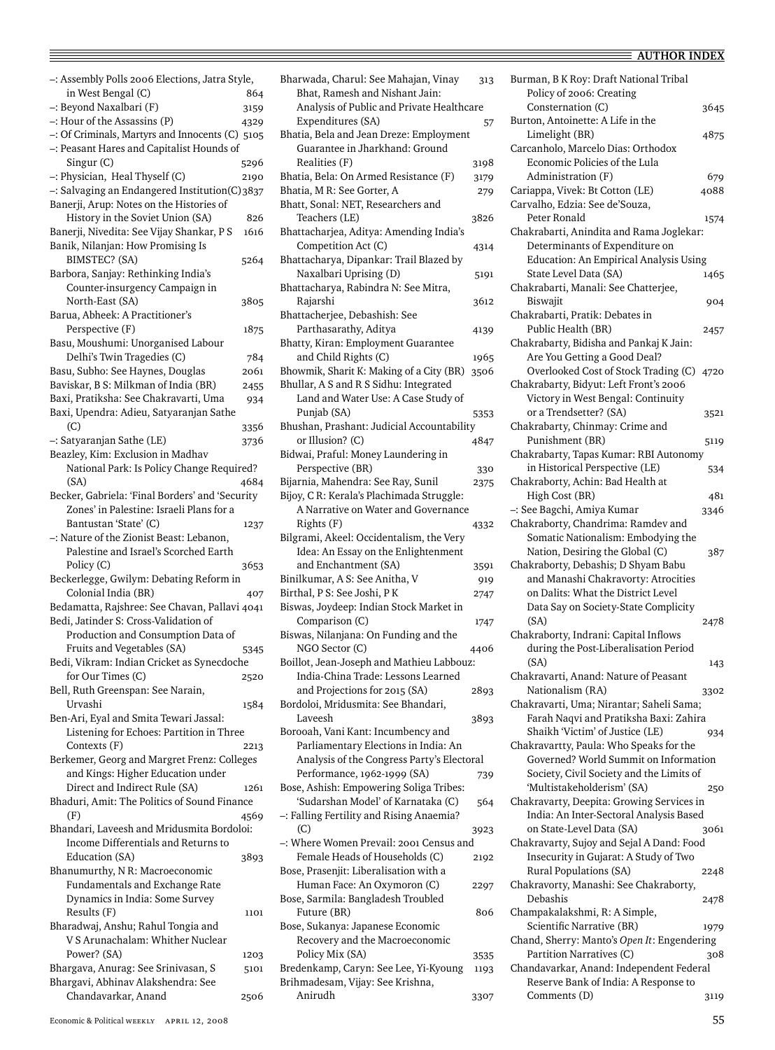–: Assembly Polls 2006 Elections, Jatra Style, in West Bengal (C) 864
–: Beyond Naxalbari (F) 3159
–: Hour of the Assassins (P) 4329
–: Of Criminals, Martyrs and Innocents (C) 5105
–: Peasant Hares and Capitalist Hounds of Singur (C) 5296
–: Physician, Heal Thyself (C) 2190
–: Salvaging an Endangered Institution(C) 3837
Banerji, Arup: Notes on the Histories of History in the Soviet Union (SA) 826
Banerji, Nivedita: See Vijay Shankar, P S 1616
Banik, Nilanjan: How Promising Is BIMSTEC? (SA) 5264
Barbora, Sanjay: Rethinking India's Counter-insurgency Campaign in North-East (SA) 3805
Barua, Abheek: A Practitioner's Perspective (F) 1875
Basu, Moushumi: Unorganised Labour Delhi's Twin Tragedies (C) 784
Basu, Subho: See Haynes, Douglas 2061
Baviskar, B S: Milkman of India (BR) 2455
Baxi, Pratiksha: See Chakravarti, Uma 934
Baxi, Upendra: Adieu, Satyaranjan Sathe (C) 3356
–: Satyaranjan Sathe (LE) 3736
Beazley, Kim: Exclusion in Madhav National Park: Is Policy Change Required? (SA) 4684
Becker, Gabriela: 'Final Borders' and 'Security Zones' in Palestine: Israeli Plans for a Bantustan 'State' (C) 1237
–: Nature of the Zionist Beast: Lebanon, Palestine and Israel's Scorched Earth Policy (C) 3653
Beckerlegge, Gwilym: Debating Reform in Colonial India (BR) 407
Bedamatta, Rajshree: See Chavan, Pallavi 4041
Bedi, Jatinder S: Cross-Validation of Production and Consumption Data of Fruits and Vegetables (SA) 5345
Bedi, Vikram: Indian Cricket as Synecdoche for Our Times (C) 2520
Bell, Ruth Greenspan: See Narain, Urvashi 1584
Ben-Ari, Eyal and Smita Tewari Jassal: Listening for Echoes: Partition in Three Contexts (F) 2213
Berkemer, Georg and Margret Frenz: Colleges and Kings: Higher Education under Direct and Indirect Rule (SA) 1261
Bhaduri, Amit: The Politics of Sound Finance (F) 4569
Bhandari, Laveesh and Mridusmita Bordoloi: Income Differentials and Returns to Education (SA) 3893
Bhanumurthy, N R: Macroeconomic Fundamentals and Exchange Rate Dynamics in India: Some Survey Results (F) 1101
Bharadwaj, Anshu; Rahul Tongia and V S Arunachalam: Whither Nuclear Power? (SA) 1203
Bhargava, Anurag: See Srinivasan, S 5101
Bhargavi, Abhinav Alakshendra: See Chandavarkar, Anand 2506
Bharwada, Charul: See Mahajan, Vinay 313
Bhat, Ramesh and Nishant Jain: Analysis of Public and Private Healthcare Expenditures (SA) 57
Bhatia, Bela and Jean Dreze: Employment Guarantee in Jharkhand: Ground Realities (F) 3198
Bhatia, Bela: On Armed Resistance (F) 3179
Bhatia, M R: See Gorter, A 279
Bhatt, Sonal: NET, Researchers and Teachers (LE) 3826
Bhattacharjea, Aditya: Amending India's Competition Act (C) 4314
Bhattacharya, Dipankar: Trail Blazed by Naxalbari Uprising (D) 5191
Bhattacharya, Rabindra N: See Mitra, Rajarshi 3612
Bhattacherjee, Debashish: See Parthasarathy, Aditya 4139
Bhatty, Kiran: Employment Guarantee and Child Rights (C) 1965
Bhowmik, Sharit K: Making of a City (BR) 3506
Bhullar, A S and R S Sidhu: Integrated Land and Water Use: A Case Study of Punjab (SA) 5353
Bhushan, Prashant: Judicial Accountability or Illusion? (C) 4847
Bidwai, Praful: Money Laundering in Perspective (BR) 330
Bijarnia, Mahendra: See Ray, Sunil 2375
Bijoy, C R: Kerala's Plachimada Struggle: A Narrative on Water and Governance Rights (F) 4332
Bilgrami, Akeel: Occidentalism, the Very Idea: An Essay on the Enlightenment and Enchantment (SA) 3591
Binilkumar, A S: See Anitha, V 919
Birthal, P S: See Joshi, P K 2747
Biswas, Joydeep: Indian Stock Market in Comparison (C) 1747
Biswas, Nilanjana: On Funding and the NGO Sector (C) 4406
Boillot, Jean-Joseph and Mathieu Labbouz: India-China Trade: Lessons Learned and Projections for 2015 (SA) 2893
Bordoloi, Mridusmita: See Bhandari, Laveesh 3893
Borooah, Vani Kant: Incumbency and Parliamentary Elections in India: An Analysis of the Congress Party's Electoral Performance, 1962-1999 (SA) 739
Bose, Ashish: Empowering Soliga Tribes: 'Sudarshan Model' of Karnataka (C) 564
–: Falling Fertility and Rising Anaemia? (C) 3923
–: Where Women Prevail: 2001 Census and Female Heads of Households (C) 2192
Bose, Prasenjit: Liberalisation with a Human Face: An Oxymoron (C) 2297
Bose, Sarmila: Bangladesh Troubled Future (BR) 806
Bose, Sukanya: Japanese Economic Recovery and the Macroeconomic Policy Mix (SA) 3535
Bredenkamp, Caryn: See Lee, Yi-Kyoung 1193
Brihmadesam, Vijay: See Krishna, Anirudh 3307
Burman, B K Roy: Draft National Tribal Policy of 2006: Creating Consternation (C) 3645
Burton, Antoinette: A Life in the Limelight (BR) 4875
Carcanholo, Marcelo Dias: Orthodox Economic Policies of the Lula Administration (F) 679
Cariappa, Vivek: Bt Cotton (LE) 4088
Carvalho, Edzia: See de'Souza, Peter Ronald 1574
Chakrabarti, Anindita and Rama Joglekar: Determinants of Expenditure on Education: An Empirical Analysis Using State Level Data (SA) 1465
Chakrabarti, Manali: See Chatterjee, Biswajit 904
Chakrabarti, Pratik: Debates in Public Health (BR) 2457
Chakrabarty, Bidisha and Pankaj K Jain: Are You Getting a Good Deal? Overlooked Cost of Stock Trading (C) 4720
Chakrabarty, Bidyut: Left Front's 2006 Victory in West Bengal: Continuity or a Trendsetter? (SA) 3521
Chakrabarty, Chinmay: Crime and Punishment (BR) 5119
Chakrabarty, Tapas Kumar: RBI Autonomy in Historical Perspective (LE) 534
Chakraborty, Achin: Bad Health at High Cost (BR) 481
–: See Bagchi, Amiya Kumar 3346
Chakraborty, Chandrima: Ramdev and Somatic Nationalism: Embodying the Nation, Desiring the Global (C) 387
Chakraborty, Debashis; D Shyam Babu and Manashi Chakravorty: Atrocities on Dalits: What the District Level Data Say on Society-State Complicity (SA) 2478
Chakraborty, Indrani: Capital Inflows during the Post-Liberalisation Period (SA) 143
Chakravarti, Anand: Nature of Peasant Nationalism (RA) 3302
Chakravarti, Uma; Nirantar; Saheli Sama; Farah Naqvi and Pratiksha Baxi: Zahira Shaikh 'Victim' of Justice (LE) 934
Chakravartty, Paula: Who Speaks for the Governed? World Summit on Information Society, Civil Society and the Limits of 'Multistakeholderism' (SA) 250
Chakravarty, Deepita: Growing Services in India: An Inter-Sectoral Analysis Based on State-Level Data (SA) 3061
Chakravarty, Sujoy and Sejal A Dand: Food Insecurity in Gujarat: A Study of Two Rural Populations (SA) 2248
Chakravorty, Manashi: See Chakraborty, Debashis 2478
Champakalakshmi, R: A Simple, Scientific Narrative (BR) 1979
Chand, Sherry: Manto's *Open It*: Engendering Partition Narratives (C) 308
Chandavarkar, Anand: Independent Federal Reserve Bank of India: A Response to Comments (D) 3119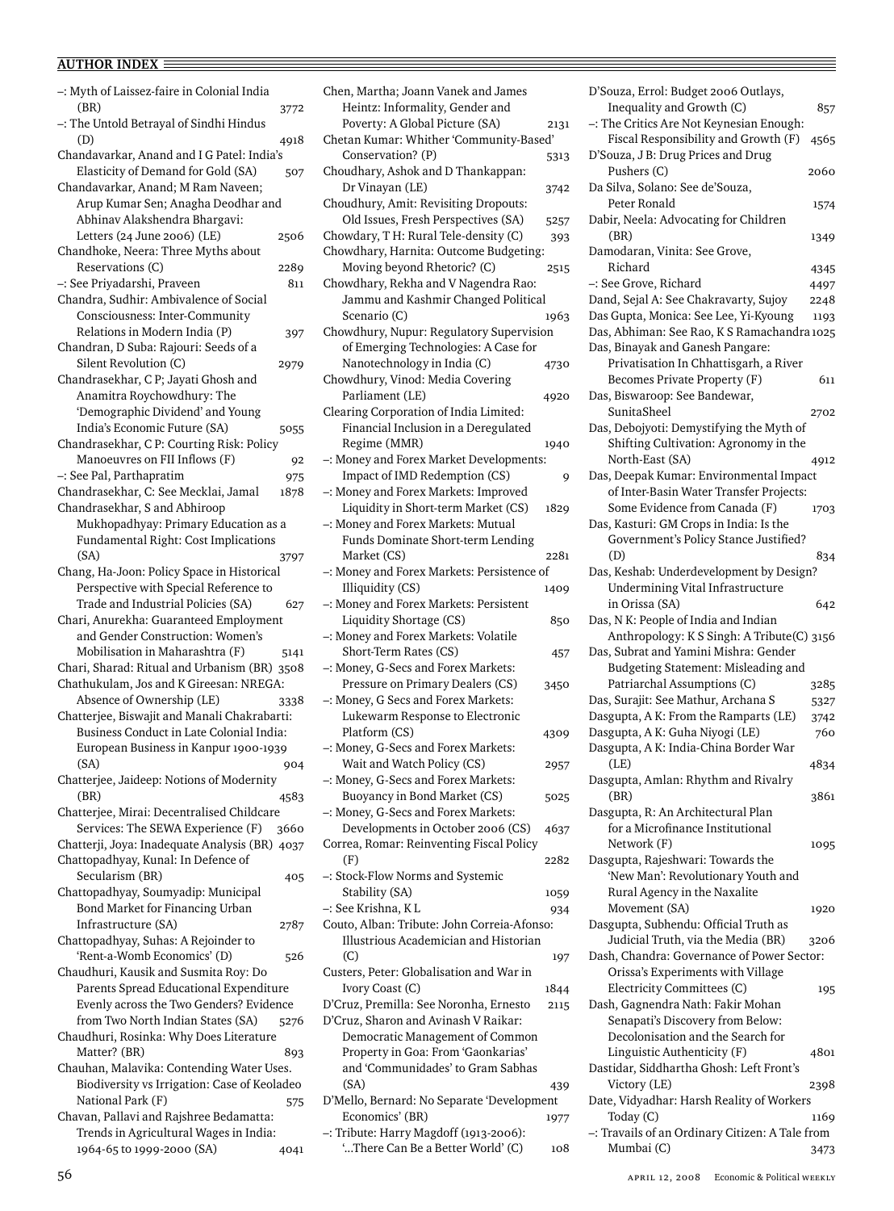## AUTHOR INDEX

–: Myth of Laissez-faire in Colonial India (BR) 3772

–: The Untold Betrayal of Sindhi Hindus (D) 4918

Chandavarkar, Anand and I G Patel: India's Elasticity of Demand for Gold (SA) 507

Chandavarkar, Anand; M Ram Naveen; Arup Kumar Sen; Anagha Deodhar and Abhinav Alakshendra Bhargavi: Letters (24 June 2006) (LE) 2506

Chandhoke, Neera: Three Myths about Reservations (C) 2289

–: See Priyadarshi, Praveen 811

Chandra, Sudhir: Ambivalence of Social Consciousness: Inter-Community Relations in Modern India (P) 397

Chandran, D Suba: Rajouri: Seeds of a Silent Revolution (C) 2979

Chandrasekhar, C P; Jayati Ghosh and Anamitra Roychowdhury: The 'Demographic Dividend' and Young India's Economic Future (SA) 5055

Chandrasekhar, C P: Courting Risk: Policy Manoeuvres on FII Inflows (F) 92

–: See Pal, Parthapratim 975

Chandrasekhar, C: See Mecklai, Jamal 1878

Chandrasekhar, S and Abhiroop Mukhopadhyay: Primary Education as a Fundamental Right: Cost Implications (SA) 3797

Chang, Ha-Joon: Policy Space in Historical Perspective with Special Reference to Trade and Industrial Policies (SA) 627

Chari, Anurekha: Guaranteed Employment and Gender Construction: Women's Mobilisation in Maharashtra (F) 5141

Chari, Sharad: Ritual and Urbanism (BR) 3508

Chathukulam, Jos and K Gireesan: NREGA: Absence of Ownership (LE) 3338

Chatterjee, Biswajit and Manali Chakrabarti: Business Conduct in Late Colonial India: European Business in Kanpur 1900-1939 (SA) 904

Chatterjee, Jaideep: Notions of Modernity (BR) 4583

Chatterjee, Mirai: Decentralised Childcare Services: The SEWA Experience (F) 3660

Chatterji, Joya: Inadequate Analysis (BR) 4037

Chattopadhyay, Kunal: In Defence of Secularism (BR) 405

Chattopadhyay, Soumyadip: Municipal Bond Market for Financing Urban Infrastructure (SA) 2787

Chattopadhyay, Suhas: A Rejoinder to 'Rent-a-Womb Economics' (D) 526

Chaudhuri, Kausik and Susmita Roy: Do Parents Spread Educational Expenditure Evenly across the Two Genders? Evidence from Two North Indian States (SA) 5276

Chaudhuri, Rosinka: Why Does Literature Matter? (BR) 893

Chauhan, Malavika: Contending Water Uses. Biodiversity vs Irrigation: Case of Keoladeo National Park (F) 575

Chavan, Pallavi and Rajshree Bedamatta: Trends in Agricultural Wages in India: 1964-65 to 1999-2000 (SA) 4041

Chen, Martha; Joann Vanek and James Heintz: Informality, Gender and Poverty: A Global Picture (SA) 2131

Chetan Kumar: Whither 'Community-Based' Conservation? (P) 5313

Choudhary, Ashok and D Thankappan: Dr Vinayan (LE) 3742

Choudhary, Amit: Revisiting Dropouts: Old Issues, Fresh Perspectives (SA) 5257

Chowdary, T H: Rural Tele-density (C) 393

Chowdhary, Harnita: Outcome Budgeting: Moving beyond Rhetoric? (C) 2515

Chowdhary, Rekha and V Nagendra Rao: Jammu and Kashmir Changed Political Scenario (C) 1963

Chowdhury, Nupur: Regulatory Supervision of Emerging Technologies: A Case for Nanotechnology in India (C) 4730

Chowdhury, Vinod: Media Covering Parliament (LE) 4920

Clearing Corporation of India Limited: Financial Inclusion in a Deregulated Regime (MMR) 1940

–: Money and Forex Market Developments: Impact of IMD Redemption (CS) 9

–: Money and Forex Markets: Improved Liquidity in Short-term Market (CS) 1829

–: Money and Forex Markets: Mutual Funds Dominate Short-term Lending Market (CS) 2281

–: Money and Forex Markets: Persistence of Illiquidity (CS) 1409

–: Money and Forex Markets: Persistent Liquidity Shortage (CS) 850

–: Money and Forex Markets: Volatile Short-Term Rates (CS) 457

–: Money, G-Secs and Forex Markets: Pressure on Primary Dealers (CS) 3450

–: Money, G Secs and Forex Markets: Lukewarm Response to Electronic Platform (CS) 4309

–: Money, G-Secs and Forex Markets: Wait and Watch Policy (CS) 2957

–: Money, G-Secs and Forex Markets: Buoyancy in Bond Market (CS) 5025

–: Money, G-Secs and Forex Markets: Developments in October 2006 (CS) 4637

Correa, Romar: Reinventing Fiscal Policy (F) 2282

–: Stock-Flow Norms and Systemic Stability (SA) 1059

–: See Krishna, K L 934

Couto, Alban: Tribute: John Correia-Afonso: Illustrious Academician and Historian (C) 197

Custers, Peter: Globalisation and War in Ivory Coast (C) 1844

D'Cruz, Premilla: See Noronha, Ernesto 2115

D'Cruz, Sharon and Avinash V Raikar: Democratic Management of Common Property in Goa: From 'Gaonkarias' and 'Communidades' to Gram Sabhas (SA) 439

D'Mello, Bernard: No Separate 'Development Economics' (BR) 1977

–: Tribute: Harry Magdoff (1913-2006): '...There Can Be a Better World' (C) 108

D'Souza, Errol: Budget 2006 Outlays, Inequality and Growth (C) 857

–: The Critics Are Not Keynesian Enough: Fiscal Responsibility and Growth (F) 4565

D'Souza, J B: Drug Prices and Drug Pushers (C) 2060

Da Silva, Solano: See de'Souza, Peter Ronald 1574

Dabir, Neela: Advocating for Children (BR) 1349

Damodaran, Vinita: See Grove, Richard 4345

–: See Grove, Richard 4497

Dand, Sejal A: See Chakravarty, Sujoy 2248

Das Gupta, Monica: See Lee, Yi-Kyoung 1193

Das, Abhiman: See Rao, K S Ramachandra 1025

Das, Binayak and Ganesh Pangare: Privatisation In Chhattisgarh, a River Becomes Private Property (F) 611

Das, Biswaroop: See Bandewar, SunitaSheel 2702

Das, Debojyoti: Demystifying the Myth of Shifting Cultivation: Agronomy in the North-East (SA) 4912

Das, Deepak Kumar: Environmental Impact of Inter-Basin Water Transfer Projects: Some Evidence from Canada (F) 1703

Das, Kasturi: GM Crops in India: Is the Government's Policy Stance Justified? (D) 834

Das, Keshab: Underdevelopment by Design? Undermining Vital Infrastructure in Orissa (SA) 642

Das, N K: People of India and Indian Anthropology: K S Singh: A Tribute(C) 3156

Das, Subrat and Yamini Mishra: Gender Budgeting Statement: Misleading and Patriarchal Assumptions (C) 3285

Das, Surajit: See Mathur, Archana S 5327

Dasgupta, A K: From the Ramparts (LE) 3742

Dasgupta, A K: Guha Niyogi (LE) 760

Dasgupta, A K: India-China Border War (LE) 4834

Dasgupta, Amlan: Rhythm and Rivalry (BR) 3861

Dasgupta, R: An Architectural Plan for a Microfinance Institutional Network (F) 1095

Dasgupta, Rajeshwari: Towards the 'New Man': Revolutionary Youth and Rural Agency in the Naxalite Movement (SA) 1920

Dasgupta, Subhendu: Official Truth as Judicial Truth, via the Media (BR) 3206

Dash, Chandra: Governance of Power Sector: Orissa's Experiments with Village Electricity Committees (C) 195

Dash, Gagnendra Nath: Fakir Mohan Senapati's Discovery from Below: Decolonisation and the Search for Linguistic Authenticity (F) 4801

Dastidar, Siddhartha Ghosh: Left Front's Victory (LE) 2398

Date, Vidyadhar: Harsh Reality of Workers Today (C) 1169

–: Travails of an Ordinary Citizen: A Tale from Mumbai (C) 3473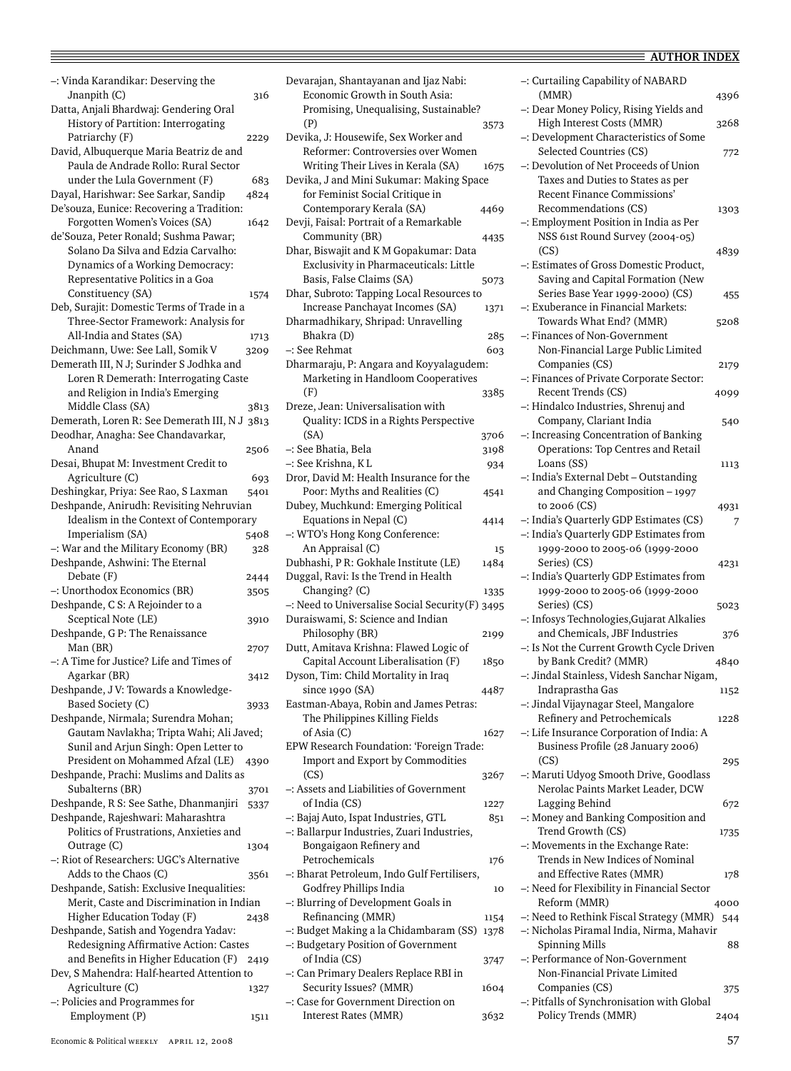–: Vinda Karandikar: Deserving the Jnanpith (C) 316

Datta, Anjali Bhardwaj: Gendering Oral History of Partition: Interrogating Patriarchy (F) 2229

David, Albuquerque Maria Beatriz de and Paula de Andrade Rollo: Rural Sector under the Lula Government (F) 683

Dayal, Harishwar: See Sarkar, Sandip 4824

De'souza, Eunice: Recovering a Tradition: Forgotten Women's Voices (SA) 1642

de'Souza, Peter Ronald; Sushma Pawar; Solano Da Silva and Edzia Carvalho: Dynamics of a Working Democracy: Representative Politics in a Goa Constituency (SA) 1574

Deb, Surajit: Domestic Terms of Trade in a Three-Sector Framework: Analysis for All-India and States (SA) 1713

Deichmann, Uwe: See Lall, Somik V 3209

Demerath III, N J; Surinder S Jodhka and Loren R Demerath: Interrogating Caste and Religion in India's Emerging Middle Class (SA) 3813

Demerath, Loren R: See Demerath III, N J 3813

Deodhar, Anagha: See Chandavarkar, Anand 2506

Desai, Bhupat M: Investment Credit to Agriculture (C) 693

Deshingkar, Priya: See Rao, S Laxman 5401

Deshpande, Anirudh: Revisiting Nehruvian Idealism in the Context of Contemporary Imperialism (SA) 5408

–: War and the Military Economy (BR) 328

Deshpande, Ashwini: The Eternal Debate (F) 2444

–: Unorthodox Economics (BR) 3505

Deshpande, C S: A Rejoinder to a Sceptical Note (LE) 3910

Deshpande, G P: The Renaissance Man (BR) 2707

–: A Time for Justice? Life and Times of Agarkar (BR) 3412

Deshpande, J V: Towards a Knowledge-Based Society (C) 3933

Deshpande, Nirmala; Surendra Mohan; Gautam Navlakha; Tripta Wahi; Ali Javed; Sunil and Arjun Singh: Open Letter to President on Mohammed Afzal (LE) 4390

Deshpande, Prachi: Muslims and Dalits as Subalterns (BR) 3701

Deshpande, R S: See Sathe, Dhanmanjiri 5337

Deshpande, Rajeshwari: Maharashtra Politics of Frustrations, Anxieties and Outrage (C) 1304

–: Riot of Researchers: UGC's Alternative Adds to the Chaos (C) 3561

Deshpande, Satish: Exclusive Inequalities: Merit, Caste and Discrimination in Indian Higher Education Today (F) 2438

Deshpande, Satish and Yogendra Yadav: Redesigning Affirmative Action: Castes and Benefits in Higher Education (F) 2419

Dev, S Mahendra: Half-hearted Attention to Agriculture (C) 1327

–: Policies and Programmes for Employment (P) 1511

Devarajan, Shantayanan and Ijaz Nabi: Economic Growth in South Asia: Promising, Unequalising, Sustainable? (P) 3573

Devika, J: Housewife, Sex Worker and Reformer: Controversies over Women Writing Their Lives in Kerala (SA) 1675

Devika, J and Mini Sukumar: Making Space for Feminist Social Critique in Contemporary Kerala (SA) 4469

Devji, Faisal: Portrait of a Remarkable Community (BR) 4435

Dhar, Biswajit and K M Gopakumar: Data Exclusivity in Pharmaceuticals: Little Basis, False Claims (SA) 5073

Dhar, Subroto: Tapping Local Resources to Increase Panchayat Incomes (SA) 1371

Dharmadhikary, Shripad: Unravelling Bhakra (D) 285

–: See Rehmat 603

Dharmaraju, P: Angara and Koyyalagudem: Marketing in Handloom Cooperatives (F) 3385

Dreze, Jean: Universalisation with Quality: ICDS in a Rights Perspective (SA) 3706

–: See Bhatia, Bela 3198

–: See Krishna, K L 934

Dror, David M: Health Insurance for the Poor: Myths and Realities (C) 4541

Dubey, Muchkund: Emerging Political Equations in Nepal (C) 4414

–: WTO's Hong Kong Conference: An Appraisal (C) 15

Dubhashi, P R: Gokhale Institute (LE) 1484

Duggal, Ravi: Is the Trend in Health Changing? (C) 1335

–: Need to Universalise Social Security(F) 3495

Duraiswami, S: Science and Indian Philosophy (BR) 2199

Dutt, Amitava Krishna: Flawed Logic of Capital Account Liberalisation (F) 1850

Dyson, Tim: Child Mortality in Iraq since 1990 (SA) 4487

Eastman-Abaya, Robin and James Petras: The Philippines Killing Fields of Asia (C) 1627

EPW Research Foundation: 'Foreign Trade: Import and Export by Commodities (CS) 3267

–: Assets and Liabilities of Government of India (CS) 1227

–: Bajaj Auto, Ispat Industries, GTL 851

–: Ballarpur Industries, Zuari Industries, Bongaigaon Refinery and Petrochemicals 176

–: Bharat Petroleum, Indo Gulf Fertilisers, Godfrey Phillips India 10

–: Blurring of Development Goals in Refinancing (MMR) 1154

–: Budget Making a la Chidambaram (SS) 1378

–: Budgetary Position of Government of India (CS) 3747

–: Can Primary Dealers Replace RBI in Security Issues? (MMR) 1604

–: Case for Government Direction on Interest Rates (MMR) 3632

–: Curtailing Capability of NABARD (MMR) 4396

–: Dear Money Policy, Rising Yields and High Interest Costs (MMR) 3268

–: Development Characteristics of Some Selected Countries (CS) 772

–: Devolution of Net Proceeds of Union Taxes and Duties to States as per Recent Finance Commissions' Recommendations (CS) 1303

–: Employment Position in India as Per NSS 61st Round Survey (2004-05) (CS) 4839

–: Estimates of Gross Domestic Product, Saving and Capital Formation (New Series Base Year 1999-2000) (CS) 455

–: Exuberance in Financial Markets: Towards What End? (MMR) 5208

–: Finances of Non-Government Non-Financial Large Public Limited Companies (CS) 2179

–: Finances of Private Corporate Sector: Recent Trends (CS) 4099

–: Hindalco Industries, Shrenuj and Company, Clariant India 540

–: Increasing Concentration of Banking Operations: Top Centres and Retail Loans (SS) 1113

–: India's External Debt – Outstanding and Changing Composition – 1997 to 2006 (CS) 4931

–: India's Quarterly GDP Estimates (CS) 7

–: India's Quarterly GDP Estimates from 1999-2000 to 2005-06 (1999-2000 Series) (CS) 4231

–: India's Quarterly GDP Estimates from 1999-2000 to 2005-06 (1999-2000 Series) (CS) 5023

–: Infosys Technologies,Gujarat Alkalies and Chemicals, JBF Industries 376

–: Is Not the Current Growth Cycle Driven by Bank Credit? (MMR) 4840

–: Jindal Stainless, Videsh Sanchar Nigam, Indraprastha Gas 1152

–: Jindal Vijaynagar Steel, Mangalore Refinery and Petrochemicals 1228

–: Life Insurance Corporation of India: A Business Profile (28 January 2006) (CS) 295

–: Maruti Udyog Smooth Drive, Goodlass Nerolac Paints Market Leader, DCW Lagging Behind 672

–: Money and Banking Composition and Trend Growth (CS) 1735

–: Movements in the Exchange Rate: Trends in New Indices of Nominal and Effective Rates (MMR) 178

–: Need for Flexibility in Financial Sector Reform (MMR) 4000

–: Need to Rethink Fiscal Strategy (MMR) 544

–: Nicholas Piramal India, Nirma, Mahavir Spinning Mills 88

–: Performance of Non-Government Non-Financial Private Limited Companies (CS) 375

–: Pitfalls of Synchronisation with Global Policy Trends (MMR) 2404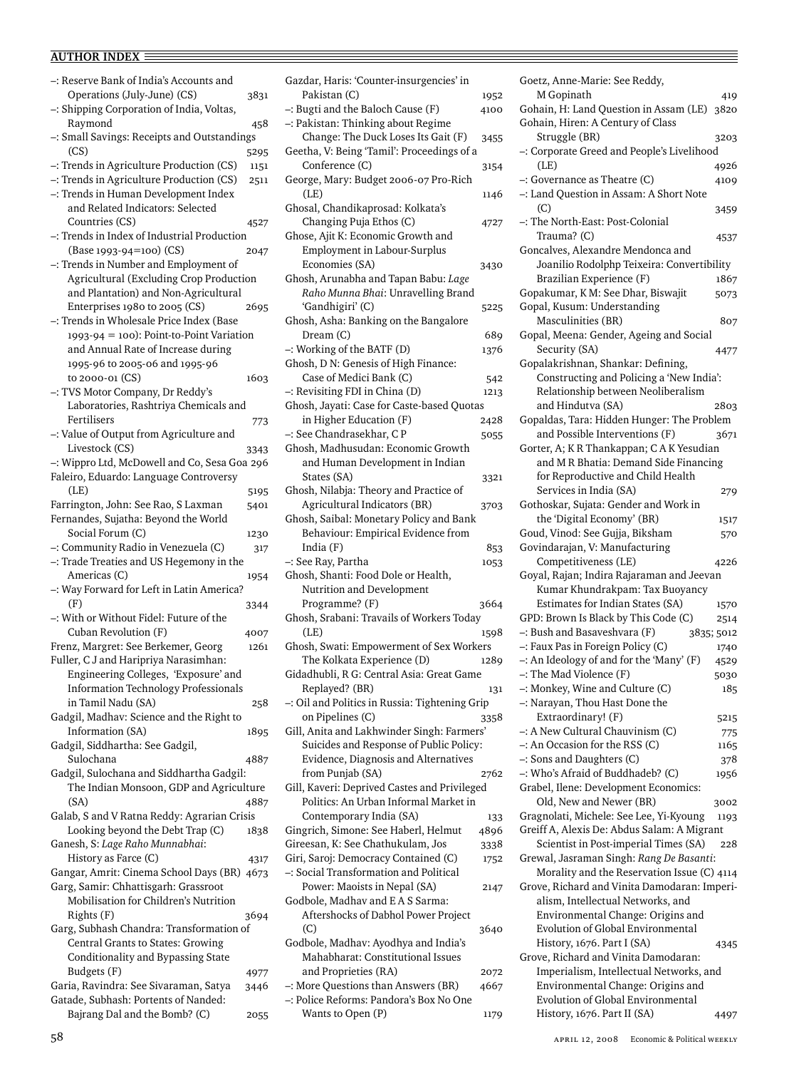## AUTHOR INDEX

–: Reserve Bank of India's Accounts and Operations (July-June) (CS) 3831
–: Shipping Corporation of India, Voltas, Raymond 458
–: Small Savings: Receipts and Outstandings (CS) 5295
–: Trends in Agriculture Production (CS) 1151
–: Trends in Agriculture Production (CS) 2511
–: Trends in Human Development Index and Related Indicators: Selected Countries (CS) 4527
–: Trends in Index of Industrial Production (Base 1993-94=100) (CS) 2047
–: Trends in Number and Employment of Agricultural (Excluding Crop Production and Plantation) and Non-Agricultural Enterprises 1980 to 2005 (CS) 2695
–: Trends in Wholesale Price Index (Base 1993-94 = 100): Point-to-Point Variation and Annual Rate of Increase during 1995-96 to 2005-06 and 1995-96 to 2000-01 (CS) 1603
–: TVS Motor Company, Dr Reddy's Laboratories, Rashtriya Chemicals and Fertilisers 773
–: Value of Output from Agriculture and Livestock (CS) 3343
–: Wippro Ltd, McDowell and Co, Sesa Goa 296
Faleiro, Eduardo: Language Controversy (LE) 5195
Farrington, John: See Rao, S Laxman 5401
Fernandes, Sujatha: Beyond the World Social Forum (C) 1230
–: Community Radio in Venezuela (C) 317
–: Trade Treaties and US Hegemony in the Americas (C) 1954
–: Way Forward for Left in Latin America? (F) 3344
–: With or Without Fidel: Future of the Cuban Revolution (F) 4007
Frenz, Margret: See Berkemer, Georg 1261
Fuller, C J and Haripriya Narasimhan: Engineering Colleges, 'Exposure' and Information Technology Professionals in Tamil Nadu (SA) 258
Gadgil, Madhav: Science and the Right to Information (SA) 1895
Gadgil, Siddhartha: See Gadgil, Sulochana 4887
Gadgil, Sulochana and Siddhartha Gadgil: The Indian Monsoon, GDP and Agriculture (SA) 4887
Galab, S and V Ratna Reddy: Agrarian Crisis Looking beyond the Debt Trap (C) 1838
Ganesh, S: *Lage Raho Munnabhai*: History as Farce (C) 4317
Gangar, Amrit: Cinema School Days (BR) 4673
Garg, Samir: Chhattisgarh: Grassroot Mobilisation for Children's Nutrition Rights (F) 3694
Garg, Subhash Chandra: Transformation of Central Grants to States: Growing Conditionality and Bypassing State Budgets (F) 4977
Garia, Ravindra: See Sivaraman, Satya 3446
Gatade, Subhash: Portents of Nanded: Bajrang Dal and the Bomb? (C) 2055
Gazdar, Haris: 'Counter-insurgencies' in Pakistan (C) 1952
–: Bugti and the Baloch Cause (F) 4100
–: Pakistan: Thinking about Regime Change: The Duck Loses Its Gait (F) 3455
Geetha, V: Being 'Tamil': Proceedings of a Conference (C) 3154
George, Mary: Budget 2006-07 Pro-Rich (LE) 1146
Ghosal, Chandikaprosad: Kolkata's Changing Puja Ethos (C) 4727
Ghose, Ajit K: Economic Growth and Employment in Labour-Surplus Economies (SA) 3430
Ghosh, Arunabha and Tapan Babu: *Lage Raho Munna Bhai*: Unravelling Brand 'Gandhigiri' (C) 5225
Ghosh, Asha: Banking on the Bangalore Dream (C) 689
–: Working of the BATF (D) 1376
Ghosh, D N: Genesis of High Finance: Case of Medici Bank (C) 542
–: Revisiting FDI in China (D) 1213
Ghosh, Jayati: Case for Caste-based Quotas in Higher Education (F) 2428
–: See Chandrasekhar, C P 5055
Ghosh, Madhusudan: Economic Growth and Human Development in Indian States (SA) 3321
Ghosh, Nilabja: Theory and Practice of Agricultural Indicators (BR) 3703
Ghosh, Saibal: Monetary Policy and Bank Behaviour: Empirical Evidence from India (F) 853
–: See Ray, Partha 1053
Ghosh, Shanti: Food Dole or Health, Nutrition and Development Programme? (F) 3664
Ghosh, Srabani: Travails of Workers Today (LE) 1598
Ghosh, Swati: Empowerment of Sex Workers The Kolkata Experience (D) 1289
Gidadhubli, R G: Central Asia: Great Game Replayed? (BR) 131
–: Oil and Politics in Russia: Tightening Grip on Pipelines (C) 3358
Gill, Anita and Lakhwinder Singh: Farmers' Suicides and Response of Public Policy: Evidence, Diagnosis and Alternatives from Punjab (SA) 2762
Gill, Kaveri: Deprived Castes and Privileged Politics: An Urban Informal Market in Contemporary India (SA) 133
Gingrich, Simone: See Haberl, Helmut 4896
Gireesan, K: See Chathukulam, Jos 3338
Giri, Saroj: Democracy Contained (C) 1752
–: Social Transformation and Political Power: Maoists in Nepal (SA) 2147
Godbole, Madhav and E A S Sarma: Aftershocks of Dabhol Power Project (C) 3640
Godbole, Madhav: Ayodhya and India's Mahabharat: Constitutional Issues and Proprieties (RA) 2072
–: More Questions than Answers (BR) 4667
–: Police Reforms: Pandora's Box No One Wants to Open (P) 1179
Goetz, Anne-Marie: See Reddy, M Gopinath 419
Gohain, H: Land Question in Assam (LE) 3820
Gohain, Hiren: A Century of Class Struggle (BR) 3203
–: Corporate Greed and People's Livelihood (LE) 4926
–: Governance as Theatre (C) 4109
–: Land Question in Assam: A Short Note (C) 3459
–: The North-East: Post-Colonial Trauma? (C) 4537
Goncalves, Alexandre Mendonca and Joanilio Rodolphp Teixeira: Convertibility Brazilian Experience (F) 1867
Gopakumar, K M: See Dhar, Biswajit 5073
Gopal, Kusum: Understanding Masculinities (BR) 807
Gopal, Meena: Gender, Ageing and Social Security (SA) 4477
Gopalakrishnan, Shankar: Defining, Constructing and Policing a 'New India': Relationship between Neoliberalism and Hindutva (SA) 2803
Gopaldas, Tara: Hidden Hunger: The Problem and Possible Interventions (F) 3671
Gorter, A; K R Thankappan; C A K Yesudian and M R Bhatia: Demand Side Financing for Reproductive and Child Health Services in India (SA) 279
Gothoskar, Sujata: Gender and Work in the 'Digital Economy' (BR) 1517
Goud, Vinod: See Gujja, Biksham 570
Govindarajan, V: Manufacturing Competitiveness (LE) 4226
Goyal, Rajan; Indira Rajaraman and Jeevan Kumar Khundrakpam: Tax Buoyancy Estimates for Indian States (SA) 1570
GPD: Brown Is Black by This Code (C) 2514
–: Bush and Basaveshvara (F) 3835; 5012
–: Faux Pas in Foreign Policy (C) 1740
–: An Ideology of and for the 'Many' (F) 4529
–: The Mad Violence (F) 5030
–: Monkey, Wine and Culture (C) 185
–: Narayan, Thou Hast Done the Extraordinary! (F) 5215
–: A New Cultural Chauvinism (C) 775
–: An Occasion for the RSS (C) 1165
–: Sons and Daughters (C) 378
–: Who's Afraid of Buddhadeb? (C) 1956
Grabel, Ilene: Development Economics: Old, New and Newer (BR) 3002
Gragnolati, Michele: See Lee, Yi-Kyoung 1193
Greiff A, Alexis De: Abdus Salam: A Migrant Scientist in Post-imperial Times (SA) 228
Grewal, Jasraman Singh: *Rang De Basanti*: Morality and the Reservation Issue (C) 4114
Grove, Richard and Vinita Damodaran: Imperialism, Intellectual Networks, and Environmental Change: Origins and Evolution of Global Environmental History, 1676. Part I (SA) 4345
Grove, Richard and Vinita Damodaran: Imperialism, Intellectual Networks, and Environmental Change: Origins and Evolution of Global Environmental History, 1676. Part II (SA) 4497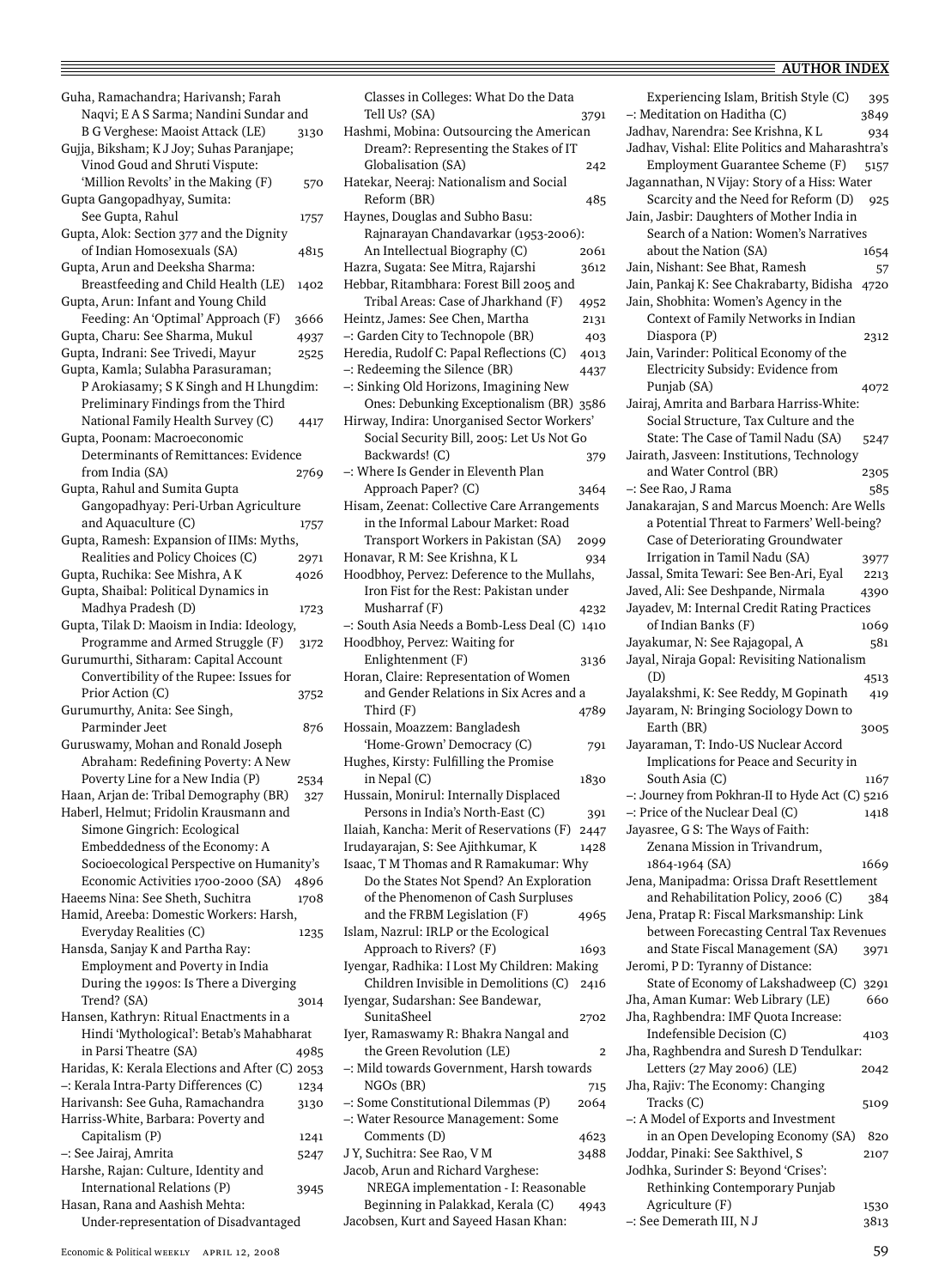Guha, Ramachandra; Harivansh; Farah Naqvi; E A S Sarma; Nandini Sundar and B G Verghese: Maoist Attack (LE) 3130
Gujja, Biksham; K J Joy; Suhas Paranjape; Vinod Goud and Shruti Vispute: 'Million Revolts' in the Making (F) 570
Gupta Gangopadhyay, Sumita: See Gupta, Rahul 1757
Gupta, Alok: Section 377 and the Dignity of Indian Homosexuals (SA) 4815
Gupta, Arun and Deeksha Sharma: Breastfeeding and Child Health (LE) 1402
Gupta, Arun: Infant and Young Child Feeding: An 'Optimal' Approach (F) 3666
Gupta, Charu: See Sharma, Mukul 4937
Gupta, Indrani: See Trivedi, Mayur 2525
Gupta, Kamla; Sulabha Parasuraman; P Arokiasamy; S K Singh and H Lhungdim: Preliminary Findings from the Third National Family Health Survey (C) 4417
Gupta, Poonam: Macroeconomic Determinants of Remittances: Evidence from India (SA) 2769
Gupta, Rahul and Sumita Gupta Gangopadhyay: Peri-Urban Agriculture and Aquaculture (C) 1757
Gupta, Ramesh: Expansion of IIMs: Myths, Realities and Policy Choices (C) 2971
Gupta, Ruchika: See Mishra, A K 4026
Gupta, Shaibal: Political Dynamics in Madhya Pradesh (D) 1723
Gupta, Tilak D: Maoism in India: Ideology, Programme and Armed Struggle (F) 3172
Gurumurthi, Sitharam: Capital Account Convertibility of the Rupee: Issues for Prior Action (C) 3752
Gurumurthy, Anita: See Singh, Parminder Jeet 876
Guruswamy, Mohan and Ronald Joseph Abraham: Redefining Poverty: A New Poverty Line for a New India (P) 2534
Haan, Arjan de: Tribal Demography (BR) 327
Haberl, Helmut; Fridolin Krausmann and Simone Gingrich: Ecological Embeddedness of the Economy: A Socioecological Perspective on Humanity's Economic Activities 1700-2000 (SA) 4896
Haeems Nina: See Sheth, Suchitra 1708
Hamid, Areeba: Domestic Workers: Harsh, Everyday Realities (C) 1235
Hansda, Sanjay K and Partha Ray: Employment and Poverty in India During the 1990s: Is There a Diverging Trend? (SA) 3014
Hansen, Kathryn: Ritual Enactments in a Hindi 'Mythological': Betab's Mahabharat in Parsi Theatre (SA) 4985
Haridas, K: Kerala Elections and After (C) 2053
–: Kerala Intra-Party Differences (C) 1234
Harivansh: See Guha, Ramachandra 3130
Harriss-White, Barbara: Poverty and Capitalism (P) 1241
–: See Jairaj, Amrita 5247
Harshe, Rajan: Culture, Identity and International Relations (P) 3945
Hasan, Rana and Aashish Mehta: Under-representation of Disadvantaged Classes in Colleges: What Do the Data Tell Us? (SA) 3791
Hashmi, Mobina: Outsourcing the American Dream?: Representing the Stakes of IT Globalisation (SA) 242
Hatekar, Neeraj: Nationalism and Social Reform (BR) 485
Haynes, Douglas and Subho Basu: Rajnarayan Chandavarkar (1953-2006): An Intellectual Biography (C) 2061
Hazra, Sugata: See Mitra, Rajarshi 3612
Hebbar, Ritambhara: Forest Bill 2005 and Tribal Areas: Case of Jharkhand (F) 4952
Heintz, James: See Chen, Martha 2131
–: Garden City to Technopole (BR) 403
Heredia, Rudolf C: Papal Reflections (C) 4013
–: Redeeming the Silence (BR) 4437
–: Sinking Old Horizons, Imagining New Ones: Debunking Exceptionalism (BR) 3586
Hirway, Indira: Unorganised Sector Workers' Social Security Bill, 2005: Let Us Not Go Backwards! (C) 379
–: Where Is Gender in Eleventh Plan Approach Paper? (C) 3464
Hisam, Zeenat: Collective Care Arrangements in the Informal Labour Market: Road Transport Workers in Pakistan (SA) 2099
Honavar, R M: See Krishna, K L 934
Hoodbhoy, Pervez: Deference to the Mullahs, Iron Fist for the Rest: Pakistan under Musharraf (F) 4232
–: South Asia Needs a Bomb-Less Deal (C) 1410
Hoodbhoy, Pervez: Waiting for Enlightenment (F) 3136
Horan, Claire: Representation of Women and Gender Relations in Six Acres and a Third (F) 4789
Hossain, Moazzem: Bangladesh 'Home-Grown' Democracy (C) 791
Hughes, Kirsty: Fulfilling the Promise in Nepal (C) 1830
Hussain, Monirul: Internally Displaced Persons in India's North-East (C) 391
Ilaiah, Kancha: Merit of Reservations (F) 2447
Irudayarajan, S: See Ajithkumar, K 1428
Isaac, T M Thomas and R Ramakumar: Why Do the States Not Spend? An Exploration of the Phenomenon of Cash Surpluses and the FRBM Legislation (F) 4965
Islam, Nazrul: IRLP or the Ecological Approach to Rivers? (F) 1693
Iyengar, Radhika: I Lost My Children: Making Children Invisible in Demolitions (C) 2416
Iyengar, Sudarshan: See Bandewar, SunitaSheel 2702
Iyer, Ramaswamy R: Bhakra Nangal and the Green Revolution (LE) 2
–: Mild towards Government, Harsh towards NGOs (BR) 715
–: Some Constitutional Dilemmas (P) 2064
–: Water Resource Management: Some Comments (D) 4623
J Y, Suchitra: See Rao, V M 3488
Jacob, Arun and Richard Varghese: NREGA implementation - I: Reasonable Beginning in Palakkad, Kerala (C) 4943
Jacobsen, Kurt and Sayeed Hasan Khan: Experiencing Islam, British Style (C) 395
–: Meditation on Haditha (C) 3849
Jadhav, Narendra: See Krishna, K L 934
Jadhav, Vishal: Elite Politics and Maharashtra's Employment Guarantee Scheme (F) 5157
Jagannathan, N Vijay: Story of a Hiss: Water Scarcity and the Need for Reform (D) 925
Jain, Jasbir: Daughters of Mother India in Search of a Nation: Women's Narratives about the Nation (SA) 1654
Jain, Nishant: See Bhat, Ramesh 57
Jain, Pankaj K: See Chakrabarty, Bidisha 4720
Jain, Shobhita: Women's Agency in the Context of Family Networks in Indian Diaspora (P) 2312
Jain, Varinder: Political Economy of the Electricity Subsidy: Evidence from Punjab (SA) 4072
Jairaj, Amrita and Barbara Harriss-White: Social Structure, Tax Culture and the State: The Case of Tamil Nadu (SA) 5247
Jairath, Jasveen: Institutions, Technology and Water Control (BR) 2305
–: See Rao, J Rama 585
Janakarajan, S and Marcus Moench: Are Wells a Potential Threat to Farmers' Well-being? Case of Deteriorating Groundwater Irrigation in Tamil Nadu (SA) 3977
Jassal, Smita Tewari: See Ben-Ari, Eyal 2213
Javed, Ali: See Deshpande, Nirmala 4390
Jayadev, M: Internal Credit Rating Practices of Indian Banks (F) 1069
Jayakumar, N: See Rajagopal, A 581
Jayal, Niraja Gopal: Revisiting Nationalism (D) 4513
Jayalakshmi, K: See Reddy, M Gopinath 419
Jayaram, N: Bringing Sociology Down to Earth (BR) 3005
Jayaraman, T: Indo-US Nuclear Accord Implications for Peace and Security in South Asia (C) 1167
–: Journey from Pokhran-II to Hyde Act (C) 5216
–: Price of the Nuclear Deal (C) 1418
Jayasree, G S: The Ways of Faith: Zenana Mission in Trivandrum, 1864-1964 (SA) 1669
Jena, Manipadma: Orissa Draft Resettlement and Rehabilitation Policy, 2006 (C) 384
Jena, Pratap R: Fiscal Marksmanship: Link between Forecasting Central Tax Revenues and State Fiscal Management (SA) 3971
Jeromi, P D: Tyranny of Distance: State of Economy of Lakshadweep (C) 3291
Jha, Aman Kumar: Web Library (LE) 660
Jha, Raghbendra: IMF Quota Increase: Indefensible Decision (C) 4103
Jha, Raghbendra and Suresh D Tendulkar: Letters (27 May 2006) (LE) 2042
Jha, Rajiv: The Economy: Changing Tracks (C) 5109
–: A Model of Exports and Investment in an Open Developing Economy (SA) 820
Joddar, Pinaki: See Sakthivel, S 2107
Jodhka, Surinder S: Beyond 'Crises': Rethinking Contemporary Punjab Agriculture (F) 1530
–: See Demerath III, N J 3813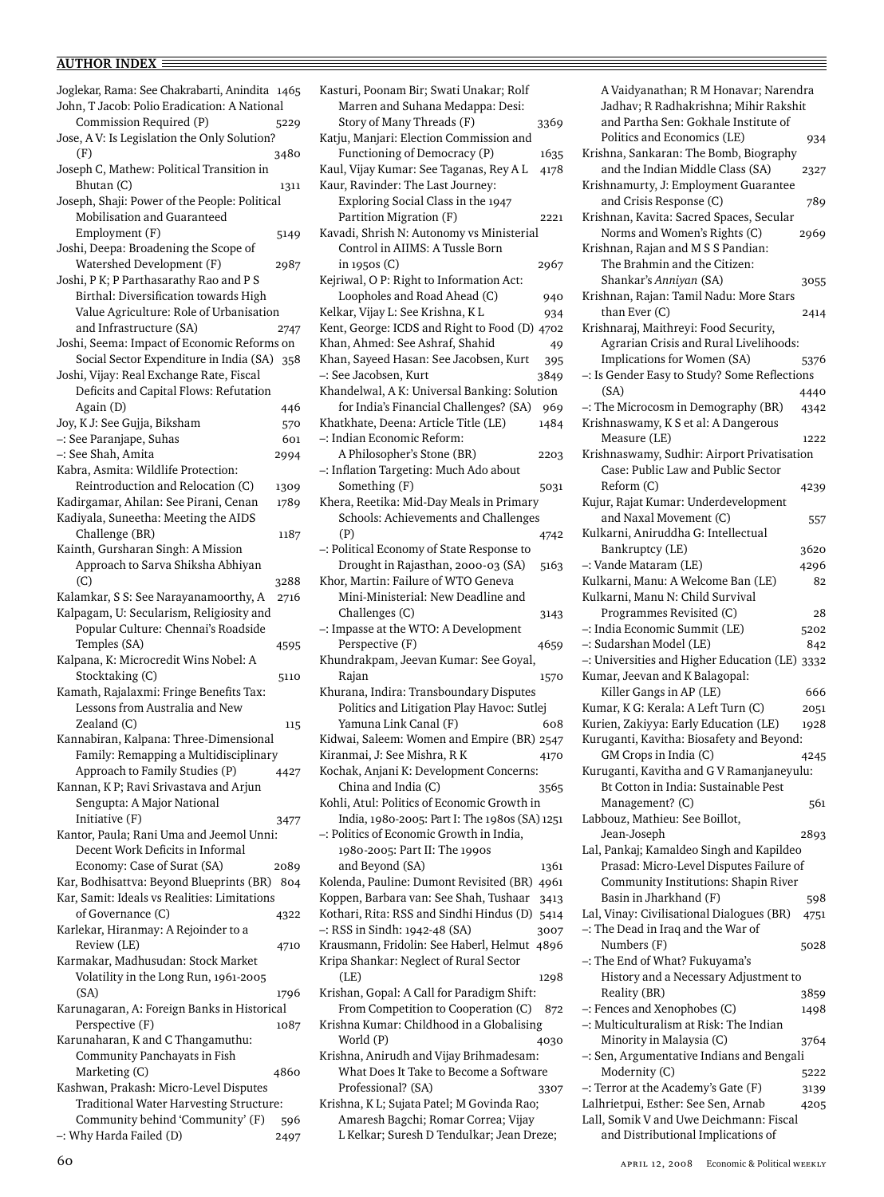## AUTHOR INDEX

Joglekar, Rama: See Chakrabarti, Anindita 1465

John, T Jacob: Polio Eradication: A National Commission Required (P) 5229

Jose, A V: Is Legislation the Only Solution? (F) 3480

Joseph C, Mathew: Political Transition in Bhutan (C) 1311

Joseph, Shaji: Power of the People: Political Mobilisation and Guaranteed Employment (F) 5149

Joshi, Deepa: Broadening the Scope of Watershed Development (F) 2987

Joshi, P K; P Parthasarathy Rao and P S Birthal: Diversification towards High Value Agriculture: Role of Urbanisation and Infrastructure (SA) 2747

Joshi, Seema: Impact of Economic Reforms on Social Sector Expenditure in India (SA) 358

Joshi, Vijay: Real Exchange Rate, Fiscal Deficits and Capital Flows: Refutation Again (D) 446

Joy, K J: See Gujja, Biksham 570

–: See Paranjape, Suhas 601

–: See Shah, Amita 2994

Kabra, Asmita: Wildlife Protection: Reintroduction and Relocation (C) 1309

Kadirgamar, Ahilan: See Pirani, Cenan 1789

Kadiyala, Suneetha: Meeting the AIDS Challenge (BR) 1187

Kainth, Gursharan Singh: A Mission Approach to Sarva Shiksha Abhiyan (C) 3288

Kalamkar, S S: See Narayanamoorthy, A 2716

Kalpagam, U: Secularism, Religiosity and Popular Culture: Chennai's Roadside Temples (SA) 4595

Kalpana, K: Microcredit Wins Nobel: A Stocktaking (C) 5110

Kamath, Rajalaxmi: Fringe Benefits Tax: Lessons from Australia and New Zealand (C) 115

Kannabiran, Kalpana: Three-Dimensional Family: Remapping a Multidisciplinary Approach to Family Studies (P) 4427

Kannan, K P; Ravi Srivastava and Arjun Sengupta: A Major National Initiative (F) 3477

Kantor, Paula; Rani Uma and Jeemol Unni: Decent Work Deficits in Informal Economy: Case of Surat (SA) 2089

Kar, Bodhisattva: Beyond Blueprints (BR) 804

Kar, Samit: Ideals vs Realities: Limitations of Governance (C) 4322

Karlekar, Hiranmay: A Rejoinder to a Review (LE) 4710

Karmakar, Madhusudan: Stock Market Volatility in the Long Run, 1961-2005 (SA) 1796

Karunagaran, A: Foreign Banks in Historical Perspective (F) 1087

Karunaharan, K and C Thangamuthu: Community Panchayats in Fish Marketing (C) 4860

Kashwan, Prakash: Micro-Level Disputes Traditional Water Harvesting Structure: Community behind 'Community' (F) 596

–: Why Harda Failed (D) 2497

Kasturi, Poonam Bir; Swati Unakar; Rolf Marren and Suhana Medappa: Desi: Story of Many Threads (F) 3369

Katju, Manjari: Election Commission and Functioning of Democracy (P) 1635

Kaul, Vijay Kumar: See Taganas, Rey A L 4178

Kaur, Ravinder: The Last Journey: Exploring Social Class in the 1947 Partition Migration (F) 2221

Kavadi, Shrish N: Autonomy vs Ministerial Control in AIIMS: A Tussle Born in 1950s (C) 2967

Kejriwal, O P: Right to Information Act: Loopholes and Road Ahead (C) 940

Kelkar, Vijay L: See Krishna, K L 934

Kent, George: ICDS and Right to Food (D) 4702

Khan, Ahmed: See Ashraf, Shahid 49

Khan, Sayeed Hasan: See Jacobsen, Kurt 395

–: See Jacobsen, Kurt 3849

Khandelwal, A K: Universal Banking: Solution for India's Financial Challenges? (SA) 969

Khatkhate, Deena: Article Title (LE) 1484

–: Indian Economic Reform: A Philosopher's Stone (BR) 2203

–: Inflation Targeting: Much Ado about Something (F) 5031

Khera, Reetika: Mid-Day Meals in Primary Schools: Achievements and Challenges (P) 4742

–: Political Economy of State Response to Drought in Rajasthan, 2000-03 (SA) 5163

Khor, Martin: Failure of WTO Geneva Mini-Ministerial: New Deadline and Challenges (C) 3143

–: Impasse at the WTO: A Development Perspective (F) 4659

Khundrakpam, Jeevan Kumar: See Goyal, Rajan 1570

Khurana, Indira: Transboundary Disputes Politics and Litigation Play Havoc: Sutlej Yamuna Link Canal (F) 608

Kidwai, Saleem: Women and Empire (BR) 2547

Kiranmai, J: See Mishra, R K 4170

Kochak, Anjani K: Development Concerns: China and India (C) 3565

Kohli, Atul: Politics of Economic Growth in India, 1980-2005: Part I: The 1980s (SA) 1251

–: Politics of Economic Growth in India, 1980-2005: Part II: The 1990s and Beyond (SA) 1361

Kolenda, Pauline: Dumont Revisited (BR) 4961

Koppen, Barbara van: See Shah, Tushaar 3413

Kothari, Rita: RSS and Sindhi Hindus (D) 5414

–: RSS in Sindh: 1942-48 (SA) 3007

Krausmann, Fridolin: See Haberl, Helmut 4896

Kripa Shankar: Neglect of Rural Sector (LE) 1298

Krishan, Gopal: A Call for Paradigm Shift: From Competition to Cooperation (C) 872

Krishna Kumar: Childhood in a Globalising World (P) 4030

Krishna, Anirudh and Vijay Brihmadesam: What Does It Take to Become a Software Professional? (SA) 3307

Krishna, K L; Sujata Patel; M Govinda Rao; Amaresh Bagchi; Romar Correa; Vijay L Kelkar; Suresh D Tendulkar; Jean Dreze; A Vaidyanathan; R M Honavar; Narendra Jadhav; R Radhakrishna; Mihir Rakshit and Partha Sen: Gokhale Institute of Politics and Economics (LE) 934

Krishna, Sankaran: The Bomb, Biography and the Indian Middle Class (SA) 2327

Krishnamurty, J: Employment Guarantee and Crisis Response (C) 789

Krishnan, Kavita: Sacred Spaces, Secular Norms and Women's Rights (C) 2969

Krishnan, Rajan and M S S Pandian: The Brahmin and the Citizen: Shankar's *Anniyan* (SA) 3055

Krishnan, Rajan: Tamil Nadu: More Stars than Ever (C) 2414

Krishnaraj, Maithreyi: Food Security, Agrarian Crisis and Rural Livelihoods: Implications for Women (SA) 5376

–: Is Gender Easy to Study? Some Reflections (SA) 4440

–: The Microcosm in Demography (BR) 4342

Krishnaswamy, K S et al: A Dangerous Measure (LE) 1222

Krishnaswamy, Sudhir: Airport Privatisation Case: Public Law and Public Sector Reform (C) 4239

Kujur, Rajat Kumar: Underdevelopment and Naxal Movement (C) 557

Kulkarni, Aniruddha G: Intellectual Bankruptcy (LE) 3620

–: Vande Mataram (LE) 4296

Kulkarni, Manu: A Welcome Ban (LE) 82

Kulkarni, Manu N: Child Survival Programmes Revisited (C) 28

–: India Economic Summit (LE) 5202

–: Sudarshan Model (LE) 842

–: Universities and Higher Education (LE) 3332

Kumar, Jeevan and K Balagopal: Killer Gangs in AP (LE) 666

Kumar, K G: Kerala: A Left Turn (C) 2051

Kurien, Zakiyya: Early Education (LE) 1928

Kuruganti, Kavitha: Biosafety and Beyond: GM Crops in India (C) 4245

Kuruganti, Kavitha and G V Ramanjaneyulu: Bt Cotton in India: Sustainable Pest Management? (C) 561

Labbouz, Mathieu: See Boillot, Jean-Joseph 2893

Lal, Pankaj; Kamaldeo Singh and Kapildeo Prasad: Micro-Level Disputes Failure of Community Institutions: Shapin River Basin in Jharkhand (F) 598

Lal, Vinay: Civilisational Dialogues (BR) 4751

–: The Dead in Iraq and the War of Numbers (F) 5028

–: The End of What? Fukuyama's History and a Necessary Adjustment to Reality (BR) 3859

–: Fences and Xenophobes (C) 1498

–: Multiculturalism at Risk: The Indian Minority in Malaysia (C) 3764

–: Sen, Argumentative Indians and Bengali Modernity (C) 5222

–: Terror at the Academy's Gate (F) 3139

Lalhrietpui, Esther: See Sen, Arnab 4205

Lall, Somik V and Uwe Deichmann: Fiscal and Distributional Implications of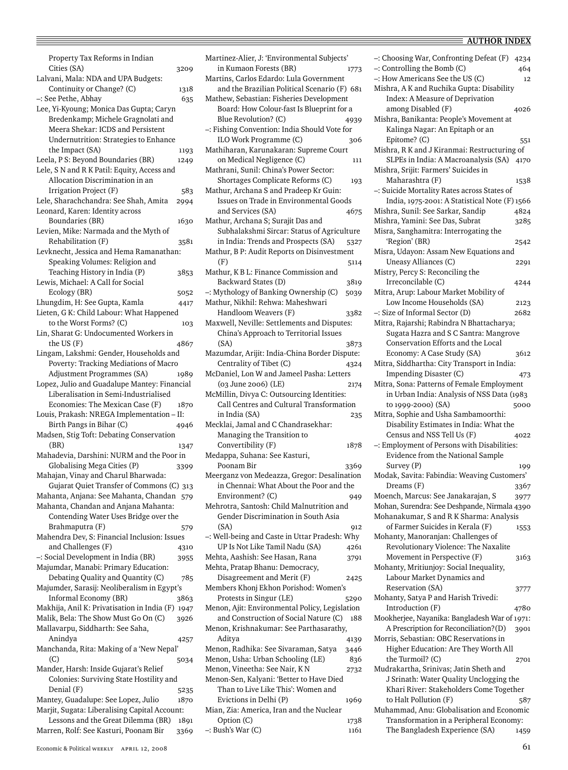Property Tax Reforms in Indian Cities (SA) 3209

Lalvani, Mala: NDA and UPA Budgets: Continuity or Change? (C) 1318

–: See Pethe, Abhay 635

Lee, Yi-Kyoung; Monica Das Gupta; Caryn Bredenkamp; Michele Gragnolati and Meera Shekar: ICDS and Persistent Undernutrition: Strategies to Enhance the Impact (SA) 1193

Leela, P S: Beyond Boundaries (BR) 1249

Lele, S N and R K Patil: Equity, Access and Allocation Discrimination in an Irrigation Project (F) 583

Lele, Sharachchandra: See Shah, Amita 2994

Leonard, Karen: Identity across Boundaries (BR) 1630

Levien, Mike: Narmada and the Myth of Rehabilitation (F) 3581

Levknecht, Jessica and Hema Ramanathan: Speaking Volumes: Religion and Teaching History in India (P) 3853

Lewis, Michael: A Call for Social Ecology (BR) 5052

Lhungdim, H: See Gupta, Kamla 4417

Lieten, G K: Child Labour: What Happened to the Worst Forms? (C) 103

Lin, Sharat G: Undocumented Workers in the US (F) 4867

Lingam, Lakshmi: Gender, Households and Poverty: Tracking Mediations of Macro Adjustment Programmes (SA) 1989

Lopez, Julio and Guadalupe Mantey: Financial Liberalisation in Semi-Industrialised Economies: The Mexican Case (F) 1870

Louis, Prakash: NREGA Implementation – II: Birth Pangs in Bihar (C) 4946

Madsen, Stig Toft: Debating Conservation (BR) 1347

Mahadevia, Darshini: NURM and the Poor in Globalising Mega Cities (P) 3399

Mahajan, Vinay and Charul Bharwada: Gujarat Quiet Transfer of Commons (C) 313

Mahanta, Anjana: See Mahanta, Chandan 579

Mahanta, Chandan and Anjana Mahanta: Contending Water Uses Bridge over the Brahmaputra (F) 579

Mahendra Dev, S: Financial Inclusion: Issues and Challenges (F) 4310

–: Social Development in India (BR) 3955

Majumdar, Manabi: Primary Education: Debating Quality and Quantity (C) 785

Majumder, Sarasij: Neoliberalism in Egypt's Informal Economy (BR) 3863

Makhija, Anil K: Privatisation in India (F) 1947

Malik, Bela: The Show Must Go On (C) 3926

Mallavarpu, Siddharth: See Saha, Anindya 4257

Manchanda, Rita: Making of a 'New Nepal' (C) 5034

Mander, Harsh: Inside Gujarat's Relief Colonies: Surviving State Hostility and Denial (F) 5235

Mantey, Guadalupe: See Lopez, Julio 1870

Marjit, Sugata: Liberalising Capital Account: Lessons and the Great Dilemma (BR) 1891

Marren, Rolf: See Kasturi, Poonam Bir 3369

Martinez-Alier, J: 'Environmental Subjects' in Kumaon Forests (BR) 1773

Martins, Carlos Edardo: Lula Government and the Brazilian Political Scenario (F) 681

Mathew, Sebastian: Fisheries Development Board: How Colour-fast Is Blueprint for a Blue Revolution? (C) 4939

–: Fishing Convention: India Should Vote for ILO Work Programme (C) 306

Mathiharan, Karunakaran: Supreme Court on Medical Negligence (C) 111

Mathrani, Sunil: China's Power Sector: Shortages Complicate Reforms (C) 193

Mathur, Archana S and Pradeep Kr Guin: Issues on Trade in Environmental Goods and Services (SA) 4675

Mathur, Archana S; Surajit Das and Subhalakshmi Sircar: Status of Agriculture in India: Trends and Prospects (SA) 5327

Mathur, B P: Audit Reports on Disinvestment (F) 5114

Mathur, K B L: Finance Commission and Backward States (D) 3819

–: Mythology of Banking Ownership (C) 5039

Mathur, Nikhil: Rehwa: Maheshwari Handloom Weavers (F) 3382

Maxwell, Neville: Settlements and Disputes: China's Approach to Territorial Issues (SA) 3873

Mazumdar, Arijit: India-China Border Dispute: Centrality of Tibet (C) 4324

McDaniel, Lon W and Jameel Pasha: Letters (03 June 2006) (LE) 2174

McMillin, Divya C: Outsourcing Identities: Call Centres and Cultural Transformation in India (SA) 235

Mecklai, Jamal and C Chandrasekhar: Managing the Transition to Convertibility (F) 1878

Medappa, Suhana: See Kasturi, Poonam Bir 3369

Meerganz von Medeazza, Gregor: Desalination in Chennai: What About the Poor and the Environment? (C) 949

Mehrotra, Santosh: Child Malnutrition and Gender Discrimination in South Asia (SA) 912

–: Well-being and Caste in Uttar Pradesh: Why UP Is Not Like Tamil Nadu (SA) 4261

Mehta, Aashish: See Hasan, Rana 3791

Mehta, Pratap Bhanu: Democracy, Disagreement and Merit (F) 2425

Members Khonj Ekhon Porishod: Women's Protests in Singur (LE) 5290

Menon, Ajit: Environmental Policy, Legislation and Construction of Social Nature (C) 188

Menon, Krishnakumar: See Parthasarathy, Aditya 4139

Menon, Radhika: See Sivaraman, Satya 3446

Menon, Usha: Urban Schooling (LE) 836

Menon, Vineetha: See Nair, K N 2732

Menon-Sen, Kalyani: 'Better to Have Died Than to Live Like This': Women and Evictions in Delhi (P) 1969

Mian, Zia: America, Iran and the Nuclear Option (C) 1738

–: Bush's War (C) 1161

–: Choosing War, Confronting Defeat (F) 4234

–: Controlling the Bomb (C) 464

–: How Americans See the US (C) 12

Mishra, A K and Ruchika Gupta: Disability Index: A Measure of Deprivation among Disabled (F) 4026

Mishra, Banikanta: People's Movement at Kalinga Nagar: An Epitaph or an Epitome? (C) 551

Mishra, R K and J Kiranmai: Restructuring of SLPEs in India: A Macroanalysis (SA) 4170

Mishra, Srijit: Farmers' Suicides in Maharashtra (F) 1538

–: Suicide Mortality Rates across States of India, 1975-2001: A Statistical Note (F) 1566

Mishra, Sunil: See Sarkar, Sandip 4824

Mishra, Yamini: See Das, Subrat 3285

Misra, Sanghamitra: Interrogating the 'Region' (BR) 2542

Misra, Udayon: Assam New Equations and Uneasy Alliances (C) 2291

Mistry, Percy S: Reconciling the Irreconcilable (C) 4244

Mitra, Arup: Labour Market Mobility of Low Income Households (SA) 2123

–: Size of Informal Sector (D) 2682

Mitra, Rajarshi; Rabindra N Bhattacharya; Sugata Hazra and S C Santra: Mangrove Conservation Efforts and the Local Economy: A Case Study (SA) 3612

Mitra, Siddhartha: City Transport in India: Impending Disaster (C) 473

Mitra, Sona: Patterns of Female Employment in Urban India: Analysis of NSS Data (1983 to 1999-2000) (SA) 5000

Mitra, Sophie and Usha Sambamoorthi: Disability Estimates in India: What the Census and NSS Tell Us (F) 4022

–: Employment of Persons with Disabilities: Evidence from the National Sample Survey (P) 199

Modak, Savita: Fabindia: Weaving Customers' Dreams (F) 3367

Moench, Marcus: See Janakarajan, S 3977

Mohan, Surendra: See Deshpande, Nirmala 4390

Mohanakumar, S and R K Sharma: Analysis of Farmer Suicides in Kerala (F) 1553

Mohanty, Manoranjan: Challenges of Revolutionary Violence: The Naxalite Movement in Perspective (F) 3163

Mohanty, Mritiunjoy: Social Inequality, Labour Market Dynamics and Reservation (SA) 3777

Mohanty, Satya P and Harish Trivedi: Introduction (F) 4780

Mookherjee, Nayanika: Bangladesh War of 1971: A Prescription for Reconciliation? (D) 3901

Morris, Sebastian: OBC Reservations in Higher Education: Are They Worth All the Turmoil? (C) 2701

Mudrakartha, Srinivas; Jatin Sheth and J Srinath: Water Quality Unclogging the Khari River: Stakeholders Come Together to Halt Pollution (F) 587

Muhammad, Anu: Globalisation and Economic Transformation in a Peripheral Economy: The Bangladesh Experience (SA) 1459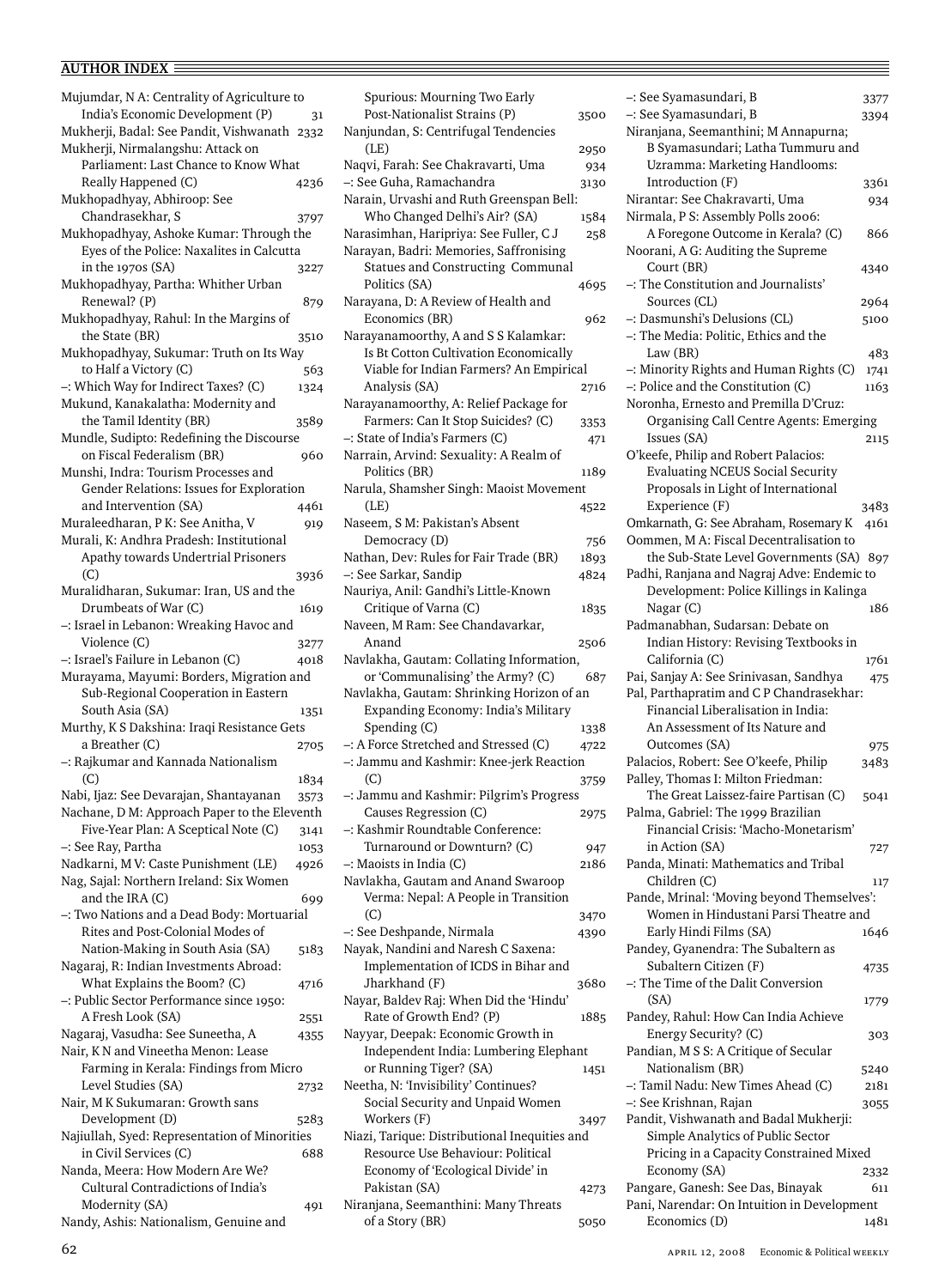## AUTHOR INDEX

Mujumdar, N A: Centrality of Agriculture to India's Economic Development (P) 31
Mukherji, Badal: See Pandit, Vishwanath 2332
Mukherji, Nirmalangshu: Attack on Parliament: Last Chance to Know What Really Happened (C) 4236
Mukhopadhyay, Abhiroop: See Chandrasekhar, S 3797
Mukhopadhyay, Ashoke Kumar: Through the Eyes of the Police: Naxalites in Calcutta in the 1970s (SA) 3227
Mukhopadhyay, Partha: Whither Urban Renewal? (P) 879
Mukhopadhyay, Rahul: In the Margins of the State (BR) 3510
Mukhopadhyay, Sukumar: Truth on Its Way to Half a Victory (C) 563
–: Which Way for Indirect Taxes? (C) 1324
Mukund, Kanakalatha: Modernity and the Tamil Identity (BR) 3589
Mundle, Sudipto: Redefining the Discourse on Fiscal Federalism (BR) 960
Munshi, Indra: Tourism Processes and Gender Relations: Issues for Exploration and Intervention (SA) 4461
Muraleedharan, P K: See Anitha, V 919
Murali, K: Andhra Pradesh: Institutional Apathy towards Undertrial Prisoners (C) 3936
Muralidharan, Sukumar: Iran, US and the Drumbeats of War (C) 1619
–: Israel in Lebanon: Wreaking Havoc and Violence (C) 3277
–: Israel's Failure in Lebanon (C) 4018
Murayama, Mayumi: Borders, Migration and Sub-Regional Cooperation in Eastern South Asia (SA) 1351
Murthy, K S Dakshina: Iraqi Resistance Gets a Breather (C) 2705
–: Rajkumar and Kannada Nationalism (C) 1834
Nabi, Ijaz: See Devarajan, Shantayanan 3573
Nachane, D M: Approach Paper to the Eleventh Five-Year Plan: A Sceptical Note (C) 3141
–: See Ray, Partha 1053
Nadkarni, M V: Caste Punishment (LE) 4926
Nag, Sajal: Northern Ireland: Six Women and the IRA (C) 699
–: Two Nations and a Dead Body: Mortuarial Rites and Post-Colonial Modes of Nation-Making in South Asia (SA) 5183
Nagaraj, R: Indian Investments Abroad: What Explains the Boom? (C) 4716
–: Public Sector Performance since 1950: A Fresh Look (SA) 2551
Nagaraj, Vasudha: See Suneetha, A 4355
Nair, K N and Vineetha Menon: Lease Farming in Kerala: Findings from Micro Level Studies (SA) 2732
Nair, M K Sukumaran: Growth sans Development (D) 5283
Najiullah, Syed: Representation of Minorities in Civil Services (C) 688
Nanda, Meera: How Modern Are We? Cultural Contradictions of India's Modernity (SA) 491
Nandy, Ashis: Nationalism, Genuine and Spurious: Mourning Two Early Post-Nationalist Strains (P) 3500
Nanjundan, S: Centrifugal Tendencies (LE) 2950
Naqvi, Farah: See Chakravarti, Uma 934
–: See Guha, Ramachandra 3130
Narain, Urvashi and Ruth Greenspan Bell: Who Changed Delhi's Air? (SA) 1584
Narasimhan, Haripriya: See Fuller, C J 258
Narayan, Badri: Memories, Saffronising Statues and Constructing Communal Politics (SA) 4695
Narayana, D: A Review of Health and Economics (BR) 962
Narayanamoorthy, A and S S Kalamkar: Is Bt Cotton Cultivation Economically Viable for Indian Farmers? An Empirical Analysis (SA) 2716
Narayanamoorthy, A: Relief Package for Farmers: Can It Stop Suicides? (C) 3353
–: State of India's Farmers (C) 471
Narrain, Arvind: Sexuality: A Realm of Politics (BR) 1189
Narula, Shamsher Singh: Maoist Movement (LE) 4522
Naseem, S M: Pakistan's Absent Democracy (D) 756
Nathan, Dev: Rules for Fair Trade (BR) 1893
–: See Sarkar, Sandip 4824
Nauriya, Anil: Gandhi's Little-Known Critique of Varna (C) 1835
Naveen, M Ram: See Chandavarkar, Anand 2506
Navlakha, Gautam: Collating Information, or 'Communalising' the Army? (C) 687
Navlakha, Gautam: Shrinking Horizon of an Expanding Economy: India's Military Spending (C) 1338
–: A Force Stretched and Stressed (C) 4722
–: Jammu and Kashmir: Knee-jerk Reaction (C) 3759
–: Jammu and Kashmir: Pilgrim's Progress Causes Regression (C) 2975
–: Kashmir Roundtable Conference: Turnaround or Downturn? (C) 947
–: Maoists in India (C) 2186
Navlakha, Gautam and Anand Swaroop Verma: Nepal: A People in Transition (C) 3470
–: See Deshpande, Nirmala 4390
Nayak, Nandini and Naresh C Saxena: Implementation of ICDS in Bihar and Jharkhand (F) 3680
Nayar, Baldev Raj: When Did the 'Hindu' Rate of Growth End? (P) 1885
Nayyar, Deepak: Economic Growth in Independent India: Lumbering Elephant or Running Tiger? (SA) 1451
Neetha, N: 'Invisibility' Continues? Social Security and Unpaid Women Workers (F) 3497
Niazi, Tarique: Distributional Inequities and Resource Use Behaviour: Political Economy of 'Ecological Divide' in Pakistan (SA) 4273
Niranjana, Seemanthini: Many Threats of a Story (BR) 5050
–: See Syamasundari, B 3377
–: See Syamasundari, B 3394
Niranjana, Seemanthini; M Annapurna; B Syamasundari; Latha Tummuru and Uzramma: Marketing Handlooms: Introduction (F) 3361
Nirantar: See Chakravarti, Uma 934
Nirmala, P S: Assembly Polls 2006: A Foregone Outcome in Kerala? (C) 866
Noorani, A G: Auditing the Supreme Court (BR) 4340
–: The Constitution and Journalists' Sources (CL) 2964
–: Dasmunshi's Delusions (CL) 5100
–: The Media: Politic, Ethics and the Law (BR) 483
–: Minority Rights and Human Rights (C) 1741
–: Police and the Constitution (C) 1163
Noronha, Ernesto and Premilla D'Cruz: Organising Call Centre Agents: Emerging Issues (SA) 2115
O'keefe, Philip and Robert Palacios: Evaluating NCEUS Social Security Proposals in Light of International Experience (F) 3483
Omkarnath, G: See Abraham, Rosemary K 4161
Oommen, M A: Fiscal Decentralisation to the Sub-State Level Governments (SA) 897
Padhi, Ranjana and Nagraj Adve: Endemic to Development: Police Killings in Kalinga Nagar (C) 186
Padmanabhan, Sudarsan: Debate on Indian History: Revising Textbooks in California (C) 1761
Pai, Sanjay A: See Srinivasan, Sandhya 475
Pal, Parthapratim and C P Chandrasekhar: Financial Liberalisation in India: An Assessment of Its Nature and Outcomes (SA) 975
Palacios, Robert: See O'keefe, Philip 3483
Palley, Thomas I: Milton Friedman: The Great Laissez-faire Partisan (C) 5041
Palma, Gabriel: The 1999 Brazilian Financial Crisis: 'Macho-Monetarism' in Action (SA) 727
Panda, Minati: Mathematics and Tribal Children (C) 117
Pande, Mrinal: 'Moving beyond Themselves': Women in Hindustani Parsi Theatre and Early Hindi Films (SA) 1646
Pandey, Gyanendra: The Subaltern as Subaltern Citizen (F) 4735
–: The Time of the Dalit Conversion (SA) 1779
Pandey, Rahul: How Can India Achieve Energy Security? (C) 303
Pandian, M S S: A Critique of Secular Nationalism (BR) 5240
–: Tamil Nadu: New Times Ahead (C) 2181
–: See Krishnan, Rajan 3055
Pandit, Vishwanath and Badal Mukherji: Simple Analytics of Public Sector Pricing in a Capacity Constrained Mixed Economy (SA) 2332
Pangare, Ganesh: See Das, Binayak 611
Pani, Narendar: On Intuition in Development Economics (D) 1481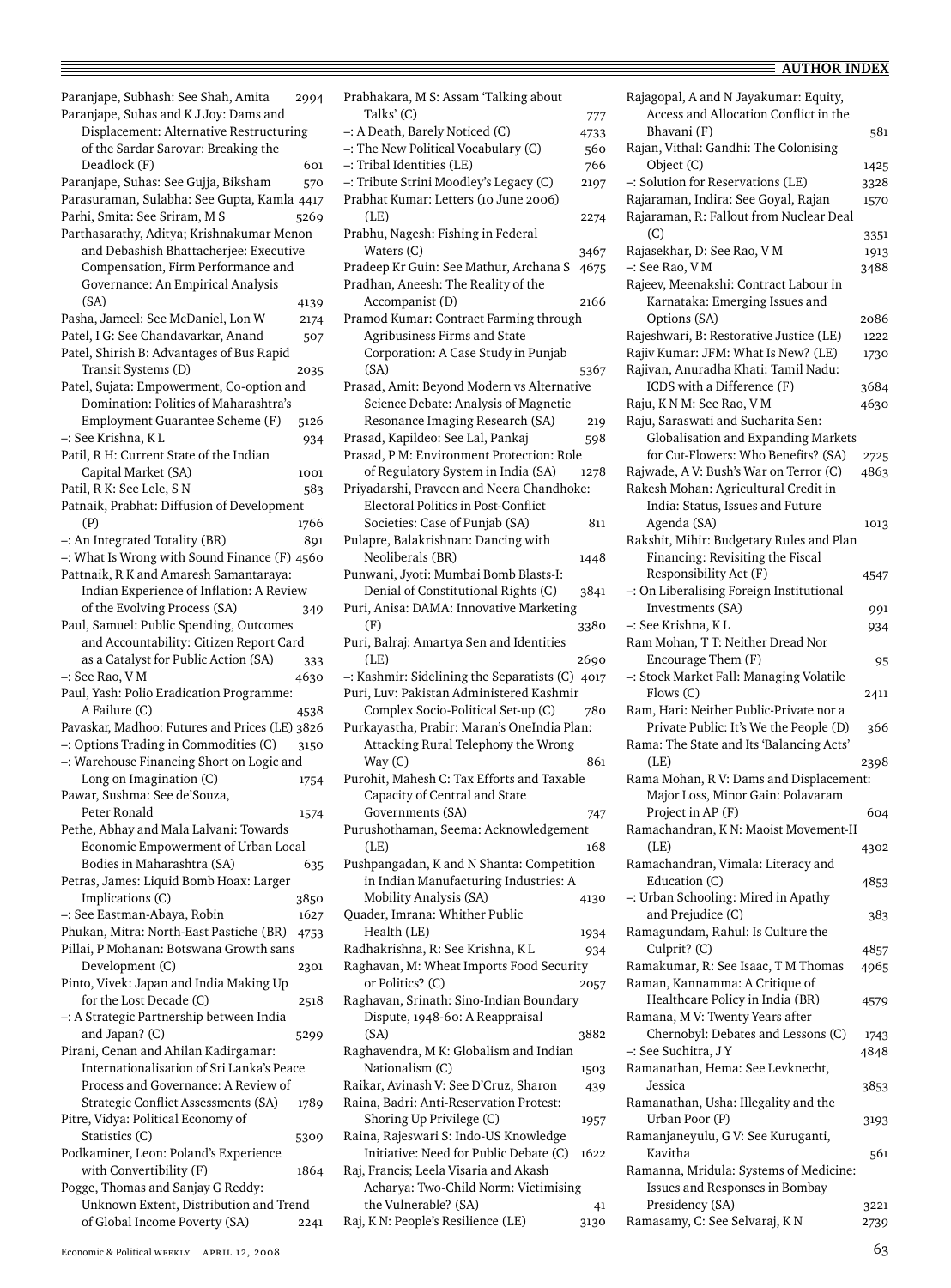Paranjape, Subhash: See Shah, Amita 2994
Paranjape, Suhas and K J Joy: Dams and Displacement: Alternative Restructuring of the Sardar Sarovar: Breaking the Deadlock (F) 601
Paranjape, Suhas: See Gujja, Biksham 570
Parasuraman, Sulabha: See Gupta, Kamla 4417
Parhi, Smita: See Sriram, M S 5269
Parthasarathy, Aditya; Krishnakumar Menon and Debashish Bhattacherjee: Executive Compensation, Firm Performance and Governance: An Empirical Analysis (SA) 4139
Pasha, Jameel: See McDaniel, Lon W 2174
Patel, I G: See Chandavarkar, Anand 507
Patel, Shirish B: Advantages of Bus Rapid Transit Systems (D) 2035
Patel, Sujata: Empowerment, Co-option and Domination: Politics of Maharashtra's Employment Guarantee Scheme (F) 5126
–: See Krishna, K L 934
Patil, R H: Current State of the Indian Capital Market (SA) 1001
Patil, R K: See Lele, S N 583
Patnaik, Prabhat: Diffusion of Development (P) 1766
–: An Integrated Totality (BR) 891
–: What Is Wrong with Sound Finance (F) 4560
Pattnaik, R K and Amaresh Samantaraya: Indian Experience of Inflation: A Review of the Evolving Process (SA) 349
Paul, Samuel: Public Spending, Outcomes and Accountability: Citizen Report Card as a Catalyst for Public Action (SA) 333
–: See Rao, V M 4630
Paul, Yash: Polio Eradication Programme: A Failure (C) 4538
Pavaskar, Madhoo: Futures and Prices (LE) 3826
–: Options Trading in Commodities (C) 3150
–: Warehouse Financing Short on Logic and Long on Imagination (C) 1754
Pawar, Sushma: See de'Souza, Peter Ronald 1574
Pethe, Abhay and Mala Lalvani: Towards Economic Empowerment of Urban Local Bodies in Maharashtra (SA) 635
Petras, James: Liquid Bomb Hoax: Larger Implications (C) 3850
–: See Eastman-Abaya, Robin 1627
Phukan, Mitra: North-East Pastiche (BR) 4753
Pillai, P Mohanan: Botswana Growth sans Development (C) 2301
Pinto, Vivek: Japan and India Making Up for the Lost Decade (C) 2518
–: A Strategic Partnership between India and Japan? (C) 5299
Pirani, Cenan and Ahilan Kadirgamar: Internationalisation of Sri Lanka's Peace Process and Governance: A Review of Strategic Conflict Assessments (SA) 1789
Pitre, Vidya: Political Economy of Statistics (C) 5309
Podkaminer, Leon: Poland's Experience with Convertibility (F) 1864
Pogge, Thomas and Sanjay G Reddy: Unknown Extent, Distribution and Trend of Global Income Poverty (SA) 2241
Prabhakara, M S: Assam 'Talking about Talks' (C) 777
–: A Death, Barely Noticed (C) 4733
–: The New Political Vocabulary (C) 560
–: Tribal Identities (LE) 766
–: Tribute Strini Moodley's Legacy (C) 2197
Prabhat Kumar: Letters (10 June 2006) (LE) 2274
Prabhu, Nagesh: Fishing in Federal Waters (C) 3467
Pradeep Kr Guin: See Mathur, Archana S 4675
Pradhan, Aneesh: The Reality of the Accompanist (D) 2166
Pramod Kumar: Contract Farming through Agribusiness Firms and State Corporation: A Case Study in Punjab (SA) 5367
Prasad, Amit: Beyond Modern vs Alternative Science Debate: Analysis of Magnetic Resonance Imaging Research (SA) 219
Prasad, Kapildeo: See Lal, Pankaj 598
Prasad, P M: Environment Protection: Role of Regulatory System in India (SA) 1278
Priyadarshi, Praveen and Neera Chandhoke: Electoral Politics in Post-Conflict Societies: Case of Punjab (SA) 811
Pulapre, Balakrishnan: Dancing with Neoliberals (BR) 1448
Punwani, Jyoti: Mumbai Bomb Blasts-I: Denial of Constitutional Rights (C) 3841
Puri, Anisa: DAMA: Innovative Marketing (F) 3380
Puri, Balraj: Amartya Sen and Identities (LE) 2690
–: Kashmir: Sidelining the Separatists (C) 4017
Puri, Luv: Pakistan Administered Kashmir Complex Socio-Political Set-up (C) 780
Purkayastha, Prabir: Maran's OneIndia Plan: Attacking Rural Telephony the Wrong Way (C) 861
Purohit, Mahesh C: Tax Efforts and Taxable Capacity of Central and State Governments (SA) 747
Purushothaman, Seema: Acknowledgement (LE) 168
Pushpangadan, K and N Shanta: Competition in Indian Manufacturing Industries: A Mobility Analysis (SA) 4130
Quader, Imrana: Whither Public Health (LE) 1934
Radhakrishna, R: See Krishna, K L 934
Raghavan, M: Wheat Imports Food Security or Politics? (C) 2057
Raghavan, Srinath: Sino-Indian Boundary Dispute, 1948-60: A Reappraisal (SA) 3882
Raghavendra, M K: Globalism and Indian Nationalism (C) 1503
Raikar, Avinash V: See D'Cruz, Sharon 439
Raina, Badri: Anti-Reservation Protest: Shoring Up Privilege (C) 1957
Raina, Rajeswari S: Indo-US Knowledge Initiative: Need for Public Debate (C) 1622
Raj, Francis; Leela Visaria and Akash Acharya: Two-Child Norm: Victimising the Vulnerable? (SA) 41
Raj, K N: People's Resilience (LE) 3130
Rajagopal, A and N Jayakumar: Equity, Access and Allocation Conflict in the Bhavani (F) 581
Rajan, Vithal: Gandhi: The Colonising Object (C) 1425
–: Solution for Reservations (LE) 3328
Rajaraman, Indira: See Goyal, Rajan 1570
Rajaraman, R: Fallout from Nuclear Deal (C) 3351
Rajasekhar, D: See Rao, V M 1913
–: See Rao, V M 3488
Rajeev, Meenakshi: Contract Labour in Karnataka: Emerging Issues and Options (SA) 2086
Rajeshwari, B: Restorative Justice (LE) 1222
Rajiv Kumar: JFM: What Is New? (LE) 1730
Rajivan, Anuradha Khati: Tamil Nadu: ICDS with a Difference (F) 3684
Raju, K N M: See Rao, V M 4630
Raju, Saraswati and Sucharita Sen: Globalisation and Expanding Markets for Cut-Flowers: Who Benefits? (SA) 2725
Rajwade, A V: Bush's War on Terror (C) 4863
Rakesh Mohan: Agricultural Credit in India: Status, Issues and Future Agenda (SA) 1013
Rakshit, Mihir: Budgetary Rules and Plan Financing: Revisiting the Fiscal Responsibility Act (F) 4547
–: On Liberalising Foreign Institutional Investments (SA) 991
–: See Krishna, K L 934
Ram Mohan, T T: Neither Dread Nor Encourage Them (F) 95
–: Stock Market Fall: Managing Volatile Flows (C) 2411
Ram, Hari: Neither Public-Private nor a Private Public: It's We the People (D) 366
Rama: The State and Its 'Balancing Acts' (LE) 2398
Rama Mohan, R V: Dams and Displacement: Major Loss, Minor Gain: Polavaram Project in AP (F) 604
Ramachandran, K N: Maoist Movement-II (LE) 4302
Ramachandran, Vimala: Literacy and Education (C) 4853
–: Urban Schooling: Mired in Apathy and Prejudice (C) 383
Ramagundam, Rahul: Is Culture the Culprit? (C) 4857
Ramakumar, R: See Isaac, T M Thomas 4965
Raman, Kannamma: A Critique of Healthcare Policy in India (BR) 4579
Ramana, M V: Twenty Years after Chernobyl: Debates and Lessons (C) 1743
–: See Suchitra, J Y 4848
Ramanathan, Hema: See Levknecht, Jessica 3853
Ramanathan, Usha: Illegality and the Urban Poor (P) 3193
Ramanjaneyulu, G V: See Kuruganti, Kavitha 561
Ramanna, Mridula: Systems of Medicine: Issues and Responses in Bombay Presidency (SA) 3221
Ramasamy, C: See Selvaraj, K N 2739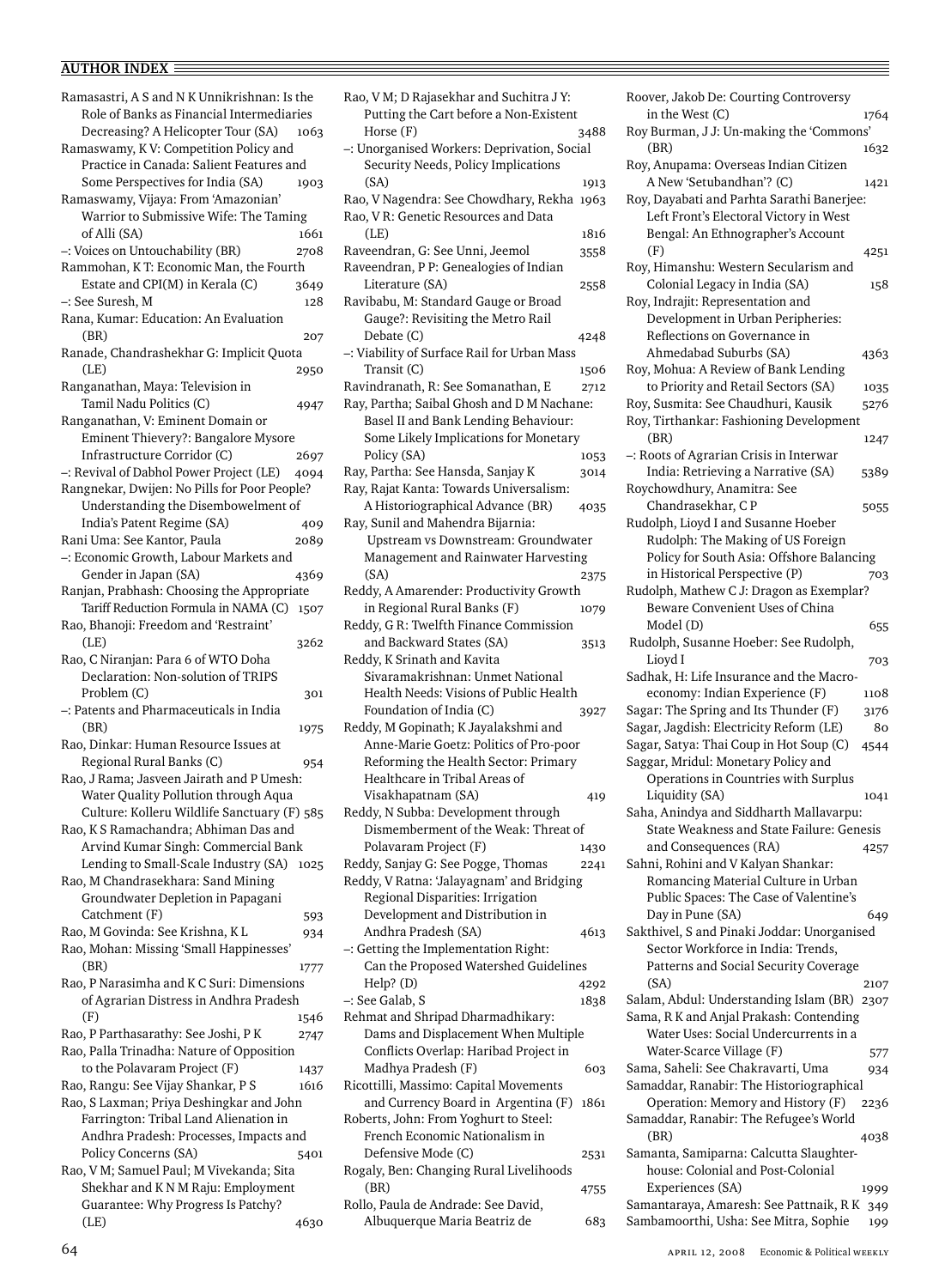## AUTHOR INDEX

Ramasastri, A S and N K Unnikrishnan: Is the Role of Banks as Financial Intermediaries Decreasing? A Helicopter Tour (SA) 1063

Ramaswamy, K V: Competition Policy and Practice in Canada: Salient Features and Some Perspectives for India (SA) 1903

Ramaswamy, Vijaya: From 'Amazonian' Warrior to Submissive Wife: The Taming of Alli (SA) 1661

–: Voices on Untouchability (BR) 2708

Rammohan, K T: Economic Man, the Fourth Estate and CPI(M) in Kerala (C) 3649

–: See Suresh, M 128

Rana, Kumar: Education: An Evaluation (BR) 207

Ranade, Chandrashekhar G: Implicit Quota (LE) 2950

Ranganathan, Maya: Television in Tamil Nadu Politics (C) 4947

Ranganathan, V: Eminent Domain or Eminent Thievery?: Bangalore Mysore Infrastructure Corridor (C) 2697

–: Revival of Dabhol Power Project (LE) 4094

Rangnekar, Dwijen: No Pills for Poor People? Understanding the Disembowelment of India's Patent Regime (SA) 409

Rani Uma: See Kantor, Paula 2089

–: Economic Growth, Labour Markets and Gender in Japan (SA) 4369

Ranjan, Prabhash: Choosing the Appropriate Tariff Reduction Formula in NAMA (C) 1507

Rao, Bhanoji: Freedom and 'Restraint' (LE) 3262

Rao, C Niranjan: Para 6 of WTO Doha Declaration: Non-solution of TRIPS Problem (C) 301

–: Patents and Pharmaceuticals in India (BR) 1975

Rao, Dinkar: Human Resource Issues at Regional Rural Banks (C) 954

Rao, J Rama; Jasveen Jairath and P Umesh: Water Quality Pollution through Aqua Culture: Kolleru Wildlife Sanctuary (F) 585

Rao, K S Ramachandra; Abhiman Das and Arvind Kumar Singh: Commercial Bank Lending to Small-Scale Industry (SA) 1025

Rao, M Chandrasekhara: Sand Mining Groundwater Depletion in Papagani Catchment (F) 593

Rao, M Govinda: See Krishna, K L 934

Rao, Mohan: Missing 'Small Happinesses' (BR) 1777

Rao, P Narasimha and K C Suri: Dimensions of Agrarian Distress in Andhra Pradesh (F) 1546

Rao, P Parthasarathy: See Joshi, P K 2747

Rao, Palla Trinadha: Nature of Opposition to the Polavaram Project (F) 1437

Rao, Rangu: See Vijay Shankar, P S 1616

Rao, S Laxman; Priya Deshingkar and John Farrington: Tribal Land Alienation in Andhra Pradesh: Processes, Impacts and Policy Concerns (SA) 5401

Rao, V M; Samuel Paul; M Vivekanda; Sita Shekhar and K N M Raju: Employment Guarantee: Why Progress Is Patchy? (LE) 4630

Rao, V M; D Rajasekhar and Suchitra J Y: Putting the Cart before a Non-Existent Horse (F) 3488

–: Unorganised Workers: Deprivation, Social Security Needs, Policy Implications (SA) 1913

Rao, V Nagendra: See Chowdhary, Rekha 1963

Rao, V R: Genetic Resources and Data (LE) 1816

Raveendran, G: See Unni, Jeemol 3558

Raveendran, P P: Genealogies of Indian Literature (SA) 2558

Ravibabu, M: Standard Gauge or Broad Gauge?: Revisiting the Metro Rail Debate (C) 4248

–: Viability of Surface Rail for Urban Mass Transit (C) 1506

Ravindranath, R: See Somanathan, E 2712

Ray, Partha; Saibal Ghosh and D M Nachane: Basel II and Bank Lending Behaviour: Some Likely Implications for Monetary Policy (SA) 1053

Ray, Partha: See Hansda, Sanjay K 3014

Ray, Rajat Kanta: Towards Universalism: A Historiographical Advance (BR) 4035

Ray, Sunil and Mahendra Bijarnia: Upstream vs Downstream: Groundwater Management and Rainwater Harvesting (SA) 2375

Reddy, A Amarender: Productivity Growth in Regional Rural Banks (F) 1079

Reddy, G R: Twelfth Finance Commission and Backward States (SA) 3513

Reddy, K Srinath and Kavita Sivaramakrishnan: Unmet National Health Needs: Visions of Public Health Foundation of India (C) 3927

Reddy, M Gopinath; K Jayalakshmi and Anne-Marie Goetz: Politics of Pro-poor Reforming the Health Sector: Primary Healthcare in Tribal Areas of Visakhapatnam (SA) 419

Reddy, N Subba: Development through Dismemberment of the Weak: Threat of Polavaram Project (F) 1430

Reddy, Sanjay G: See Pogge, Thomas 2241

Reddy, V Ratna: 'Jalayagnam' and Bridging Regional Disparities: Irrigation Development and Distribution in Andhra Pradesh (SA) 4613

–: Getting the Implementation Right: Can the Proposed Watershed Guidelines Help? (D) 4292

–: See Galab, S 1838

Rehmat and Shripad Dharmadhikary: Dams and Displacement When Multiple Conflicts Overlap: Haribad Project in Madhya Pradesh (F) 603

Ricottilli, Massimo: Capital Movements and Currency Board in Argentina (F) 1861

Roberts, John: From Yoghurt to Steel: French Economic Nationalism in Defensive Mode (C) 2531

Rogaly, Ben: Changing Rural Livelihoods (BR) 4755

Rollo, Paula de Andrade: See David, Albuquerque Maria Beatriz de 683

Roover, Jakob De: Courting Controversy in the West (C) 1764

Roy Burman, J J: Un-making the 'Commons' (BR) 1632

Roy, Anupama: Overseas Indian Citizen A New 'Setubandhan'? (C) 1421

Roy, Dayabati and Parhta Sarathi Banerjee: Left Front's Electoral Victory in West Bengal: An Ethnographer's Account (F) 4251

Roy, Himanshu: Western Secularism and Colonial Legacy in India (SA) 158

Roy, Indrajit: Representation and Development in Urban Peripheries: Reflections on Governance in Ahmedabad Suburbs (SA) 4363

Roy, Mohua: A Review of Bank Lending to Priority and Retail Sectors (SA) 1035

Roy, Susmita: See Chaudhuri, Kausik 5276

Roy, Tirthankar: Fashioning Development (BR) 1247

–: Roots of Agrarian Crisis in Interwar India: Retrieving a Narrative (SA) 5389

Roychowdhury, Anamitra: See Chandrasekhar, C P 5055

Rudolph, Lloyd I and Susanne Hoeber Rudolph: The Making of US Foreign Policy for South Asia: Offshore Balancing in Historical Perspective (P) 703

Rudolph, Mathew C J: Dragon as Exemplar? Beware Convenient Uses of China Model (D) 655

Rudolph, Susanne Hoeber: See Rudolph, Lloyd I 703

Sadhak, H: Life Insurance and the Macro-economy: Indian Experience (F) 1108

Sagar: The Spring and Its Thunder (F) 3176

Sagar, Jagdish: Electricity Reform (LE) 80

Sagar, Satya: Thai Coup in Hot Soup (C) 4544

Saggar, Mridul: Monetary Policy and Operations in Countries with Surplus Liquidity (SA) 1041

Saha, Anindya and Siddharth Mallavarpu: State Weakness and State Failure: Genesis and Consequences (RA) 4257

Sahni, Rohini and V Kalyan Shankar: Romancing Material Culture in Urban Public Spaces: The Case of Valentine's Day in Pune (SA) 649

Sakthivel, S and Pinaki Joddar: Unorganised Sector Workforce in India: Trends, Patterns and Social Security Coverage (SA) 2107

Salam, Abdul: Understanding Islam (BR) 2307

Sama, R K and Anjal Prakash: Contending Water Uses: Social Undercurrents in a Water-Scarce Village (F) 577

Sama, Saheli: See Chakravarti, Uma 934

Samaddar, Ranabir: The Historiographical Operation: Memory and History (F) 2236

Samaddar, Ranabir: The Refugee's World (BR) 4038

Samanta, Samiparna: Calcutta Slaughter-house: Colonial and Post-Colonial Experiences (SA) 1999

Samantaraya, Amaresh: See Pattnaik, R K 349

Sambamoorthi, Usha: See Mitra, Sophie 199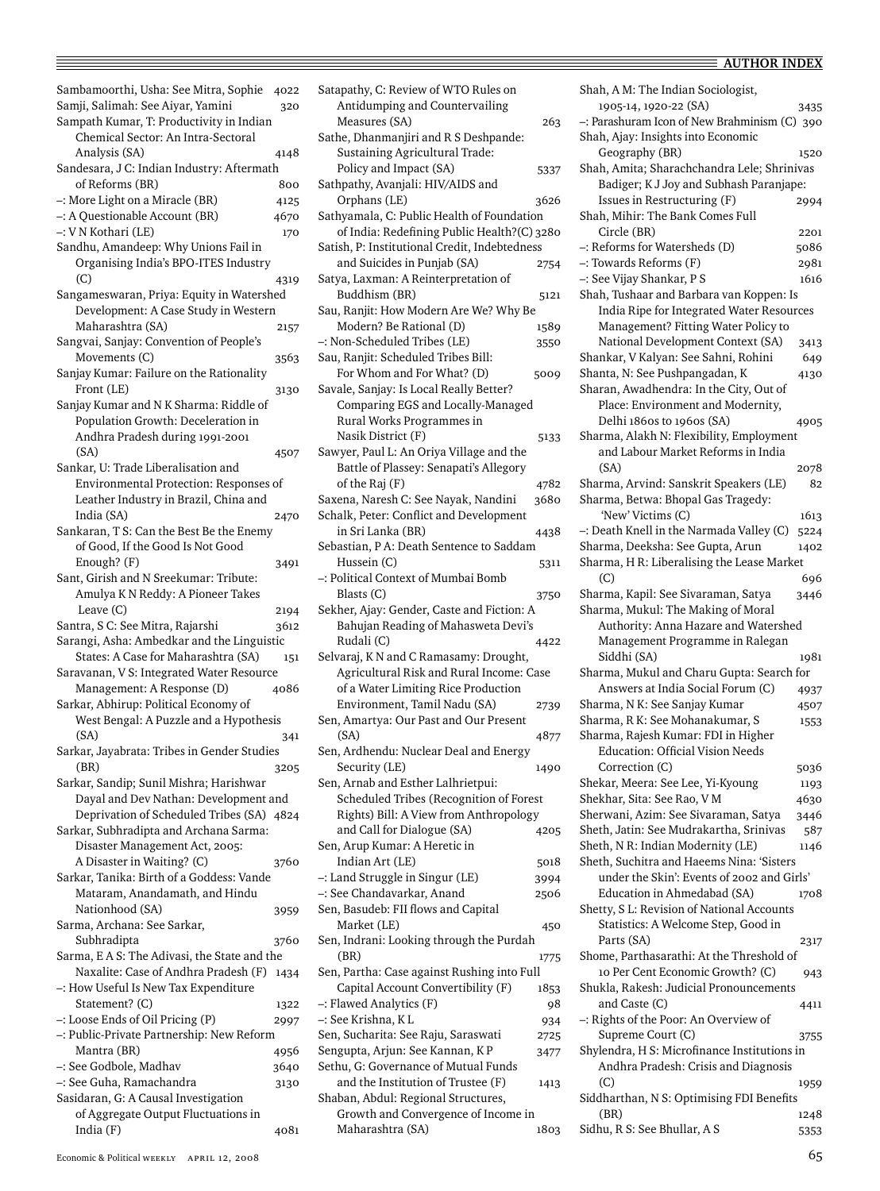Sambamoorthi, Usha: See Mitra, Sophie 4022
Samji, Salimah: See Aiyar, Yamini 320
Sampath Kumar, T: Productivity in Indian Chemical Sector: An Intra-Sectoral Analysis (SA) 4148
Sandesara, J C: Indian Industry: Aftermath of Reforms (BR) 800
–: More Light on a Miracle (BR) 4125
–: A Questionable Account (BR) 4670
–: V N Kothari (LE) 170
Sandhu, Amandeep: Why Unions Fail in Organising India's BPO-ITES Industry (C) 4319
Sangameswaran, Priya: Equity in Watershed Development: A Case Study in Western Maharashtra (SA) 2157
Sangvai, Sanjay: Convention of People's Movements (C) 3563
Sanjay Kumar: Failure on the Rationality Front (LE) 3130
Sanjay Kumar and N K Sharma: Riddle of Population Growth: Deceleration in Andhra Pradesh during 1991-2001 (SA) 4507
Sankar, U: Trade Liberalisation and Environmental Protection: Responses of Leather Industry in Brazil, China and India (SA) 2470
Sankaran, T S: Can the Best Be the Enemy of Good, If the Good Is Not Good Enough? (F) 3491
Sant, Girish and N Sreekumar: Tribute: Amulya K N Reddy: A Pioneer Takes Leave (C) 2194
Santra, S C: See Mitra, Rajarshi 3612
Sarangi, Asha: Ambedkar and the Linguistic States: A Case for Maharashtra (SA) 151
Saravanan, V S: Integrated Water Resource Management: A Response (D) 4086
Sarkar, Abhirup: Political Economy of West Bengal: A Puzzle and a Hypothesis (SA) 341
Sarkar, Jayabrata: Tribes in Gender Studies (BR) 3205
Sarkar, Sandip; Sunil Mishra; Harishwar Dayal and Dev Nathan: Development and Deprivation of Scheduled Tribes (SA) 4824
Sarkar, Subhradipta and Archana Sarma: Disaster Management Act, 2005: A Disaster in Waiting? (C) 3760
Sarkar, Tanika: Birth of a Goddess: Vande Mataram, Anandamath, and Hindu Nationhood (SA) 3959
Sarma, Archana: See Sarkar, Subhradipta 3760
Sarma, E A S: The Adivasi, the State and the Naxalite: Case of Andhra Pradesh (F) 1434
–: How Useful Is New Tax Expenditure Statement? (C) 1322
–: Loose Ends of Oil Pricing (P) 2997
–: Public-Private Partnership: New Reform Mantra (BR) 4956
–: See Godbole, Madhav 3640
–: See Guha, Ramachandra 3130
Sasidaran, G: A Causal Investigation of Aggregate Output Fluctuations in India (F) 4081
Satapathy, C: Review of WTO Rules on Antidumping and Countervailing Measures (SA) 263
Sathe, Dhanmanjiri and R S Deshpande: Sustaining Agricultural Trade: Policy and Impact (SA) 5337
Sathpathy, Avanjali: HIV/AIDS and Orphans (LE) 3626
Sathyamala, C: Public Health of Foundation of India: Redefining Public Health?(C) 3280
Satish, P: Institutional Credit, Indebtedness and Suicides in Punjab (SA) 2754
Satya, Laxman: A Reinterpretation of Buddhism (BR) 5121
Sau, Ranjit: How Modern Are We? Why Be Modern? Be Rational (D) 1589
–: Non-Scheduled Tribes (LE) 3550
Sau, Ranjit: Scheduled Tribes Bill: For Whom and For What? (D) 5009
Savale, Sanjay: Is Local Really Better? Comparing EGS and Locally-Managed Rural Works Programmes in Nasik District (F) 5133
Sawyer, Paul L: An Oriya Village and the Battle of Plassey: Senapati's Allegory of the Raj (F) 4782
Saxena, Naresh C: See Nayak, Nandini 3680
Schalk, Peter: Conflict and Development in Sri Lanka (BR) 4438
Sebastian, P A: Death Sentence to Saddam Hussein (C) 5311
–: Political Context of Mumbai Bomb Blasts (C) 3750
Sekher, Ajay: Gender, Caste and Fiction: A Bahujan Reading of Mahasweta Devi's Rudali (C) 4422
Selvaraj, K N and C Ramasamy: Drought, Agricultural Risk and Rural Income: Case of a Water Limiting Rice Production Environment, Tamil Nadu (SA) 2739
Sen, Amartya: Our Past and Our Present (SA) 4877
Sen, Ardhendu: Nuclear Deal and Energy Security (LE) 1490
Sen, Arnab and Esther Lalhrietpui: Scheduled Tribes (Recognition of Forest Rights) Bill: A View from Anthropology and Call for Dialogue (SA) 4205
Sen, Arup Kumar: A Heretic in Indian Art (LE) 5018
–: Land Struggle in Singur (LE) 3994
–: See Chandavarkar, Anand 2506
Sen, Basudeb: FII flows and Capital Market (LE) 450
Sen, Indrani: Looking through the Purdah (BR) 1775
Sen, Partha: Case against Rushing into Full Capital Account Convertibility (F) 1853
–: Flawed Analytics (F) 98
–: See Krishna, K L 934
Sen, Sucharita: See Raju, Saraswati 2725
Sengupta, Arjun: See Kannan, K P 3477
Sethu, G: Governance of Mutual Funds and the Institution of Trustee (F) 1413
Shaban, Abdul: Regional Structures, Growth and Convergence of Income in Maharashtra (SA) 1803
Shah, A M: The Indian Sociologist, 1905-14, 1920-22 (SA) 3435
–: Parashuram Icon of New Brahminism (C) 390
Shah, Ajay: Insights into Economic Geography (BR) 1520
Shah, Amita; Sharachchandra Lele; Shrinivas Badiger; K J Joy and Subhash Paranjape: Issues in Restructuring (F) 2994
Shah, Mihir: The Bank Comes Full Circle (BR) 2201
–: Reforms for Watersheds (D) 5086
–: Towards Reforms (F) 2981
–: See Vijay Shankar, P S 1616
Shah, Tushaar and Barbara van Koppen: Is India Ripe for Integrated Water Resources Management? Fitting Water Policy to National Development Context (SA) 3413
Shankar, V Kalyan: See Sahni, Rohini 649
Shanta, N: See Pushpangadan, K 4130
Sharan, Awadhendra: In the City, Out of Place: Environment and Modernity, Delhi 1860s to 1960s (SA) 4905
Sharma, Alakh N: Flexibility, Employment and Labour Market Reforms in India (SA) 2078
Sharma, Arvind: Sanskrit Speakers (LE) 82
Sharma, Betwa: Bhopal Gas Tragedy: 'New' Victims (C) 1613
–: Death Knell in the Narmada Valley (C) 5224
Sharma, Deeksha: See Gupta, Arun 1402
Sharma, H R: Liberalising the Lease Market (C) 696
Sharma, Kapil: See Sivaraman, Satya 3446
Sharma, Mukul: The Making of Moral Authority: Anna Hazare and Watershed Management Programme in Ralegan Siddhi (SA) 1981
Sharma, Mukul and Charu Gupta: Search for Answers at India Social Forum (C) 4937
Sharma, N K: See Sanjay Kumar 4507
Sharma, R K: See Mohanakumar, S 1553
Sharma, Rajesh Kumar: FDI in Higher Education: Official Vision Needs Correction (C) 5036
Shekar, Meera: See Lee, Yi-Kyoung 1193
Shekhar, Sita: See Rao, V M 4630
Sherwani, Azim: See Sivaraman, Satya 3446
Sheth, Jatin: See Mudrakartha, Srinivas 587
Sheth, N R: Indian Modernity (LE) 1146
Sheth, Suchitra and Haeems Nina: 'Sisters under the Skin': Events of 2002 and Girls' Education in Ahmedabad (SA) 1708
Shetty, S L: Revision of National Accounts Statistics: A Welcome Step, Good in Parts (SA) 2317
Shome, Parthasarathi: At the Threshold of 10 Per Cent Economic Growth? (C) 943
Shukla, Rakesh: Judicial Pronouncements and Caste (C) 4411
–: Rights of the Poor: An Overview of Supreme Court (C) 3755
Shylendra, H S: Microfinance Institutions in Andhra Pradesh: Crisis and Diagnosis (C) 1959
Siddharthan, N S: Optimising FDI Benefits (BR) 1248
Sidhu, R S: See Bhullar, A S 5353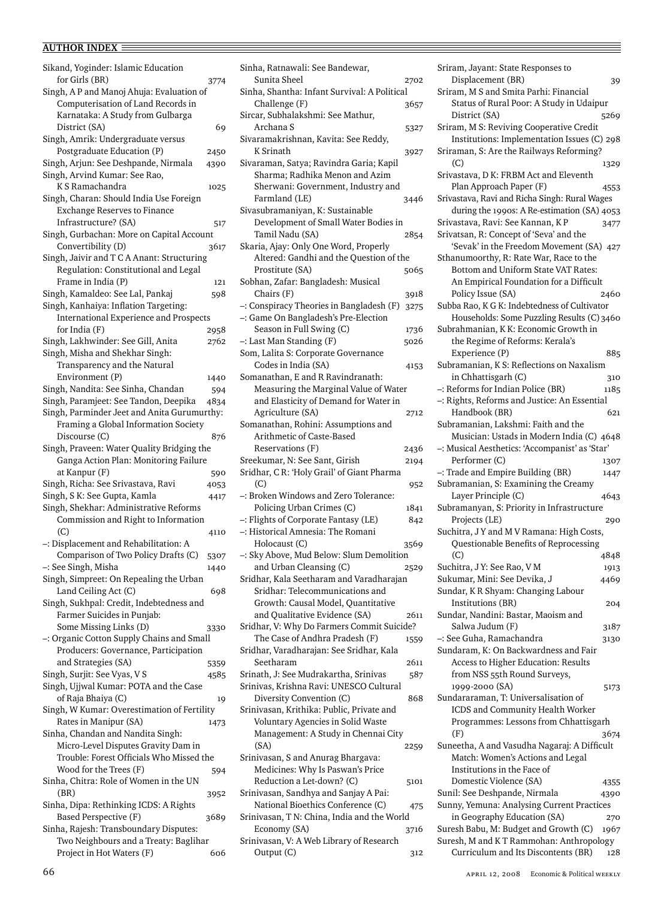## AUTHOR INDEX

Sikand, Yoginder: Islamic Education for Girls (BR) 3774
Singh, A P and Manoj Ahuja: Evaluation of Computerisation of Land Records in Karnataka: A Study from Gulbarga District (SA) 69
Singh, Amrik: Undergraduate versus Postgraduate Education (P) 2450
Singh, Arjun: See Deshpande, Nirmala 4390
Singh, Arvind Kumar: See Rao, K S Ramachandra 1025
Singh, Charan: Should India Use Foreign Exchange Reserves to Finance Infrastructure? (SA) 517
Singh, Gurbachan: More on Capital Account Convertibility (D) 3617
Singh, Jaivir and T C A Anant: Structuring Regulation: Constitutional and Legal Frame in India (P) 121
Singh, Kamaldeo: See Lal, Pankaj 598
Singh, Kanhaiya: Inflation Targeting: International Experience and Prospects for India (F) 2958
Singh, Lakhwinder: See Gill, Anita 2762
Singh, Misha and Shekhar Singh: Transparency and the Natural Environment (P) 1440
Singh, Nandita: See Sinha, Chandan 594
Singh, Paramjeet: See Tandon, Deepika 4834
Singh, Parminder Jeet and Anita Gurumurthy: Framing a Global Information Society Discourse (C) 876
Singh, Praveen: Water Quality Bridging the Ganga Action Plan: Monitoring Failure at Kanpur (F) 590
Singh, Richa: See Srivastava, Ravi 4053
Singh, S K: See Gupta, Kamla 4417
Singh, Shekhar: Administrative Reforms Commission and Right to Information (C) 4110
–: Displacement and Rehabilitation: A Comparison of Two Policy Drafts (C) 5307
–: See Singh, Misha 1440
Singh, Simpreet: On Repealing the Urban Land Ceiling Act (C) 698
Singh, Sukhpal: Credit, Indebtedness and Farmer Suicides in Punjab: Some Missing Links (D) 3330
–: Organic Cotton Supply Chains and Small Producers: Governance, Participation and Strategies (SA) 5359
Singh, Surjit: See Vyas, V S 4585
Singh, Ujjwal Kumar: POTA and the Case of Raja Bhaiya (C) 19
Singh, W Kumar: Overestimation of Fertility Rates in Manipur (SA) 1473
Sinha, Chandan and Nandita Singh: Micro-Level Disputes Gravity Dam in Trouble: Forest Officials Who Missed the Wood for the Trees (F) 594
Sinha, Chitra: Role of Women in the UN (BR) 3952
Sinha, Dipa: Rethinking ICDS: A Rights Based Perspective (F) 3689
Sinha, Rajesh: Transboundary Disputes: Two Neighbours and a Treaty: Baglihar Project in Hot Waters (F) 606
Sinha, Ratnawali: See Bandewar, Sunita Sheel 2702
Sinha, Shantha: Infant Survival: A Political Challenge (F) 3657
Sircar, Subhalakshmi: See Mathur, Archana S 5327
Sivaramakrishnan, Kavita: See Reddy, K Srinath 3927
Sivaraman, Satya; Ravindra Garia; Kapil Sharma; Radhika Menon and Azim Sherwani: Government, Industry and Farmland (LE) 3446
Sivasubramaniyan, K: Sustainable Development of Small Water Bodies in Tamil Nadu (SA) 2854
Skaria, Ajay: Only One Word, Properly Altered: Gandhi and the Question of the Prostitute (SA) 5065
Sobhan, Zafar: Bangladesh: Musical Chairs (F) 3918
–: Conspiracy Theories in Bangladesh (F) 3275
–: Game On Bangladesh's Pre-Election Season in Full Swing (C) 1736
–: Last Man Standing (F) 5026
Som, Lalita S: Corporate Governance Codes in India (SA) 4153
Somanathan, E and R Ravindranath: Measuring the Marginal Value of Water and Elasticity of Demand for Water in Agriculture (SA) 2712
Somanathan, Rohini: Assumptions and Arithmetic of Caste-Based Reservations (F) 2436
Sreekumar, N: See Sant, Girish 2194
Sridhar, C R: 'Holy Grail' of Giant Pharma (C) 952
–: Broken Windows and Zero Tolerance: Policing Urban Crimes (C) 1841
–: Flights of Corporate Fantasy (LE) 842
–: Historical Amnesia: The Romani Holocaust (C) 3569
–: Sky Above, Mud Below: Slum Demolition and Urban Cleansing (C) 2529
Sridhar, Kala Seetharam and Varadharajan Sridhar: Telecommunications and Growth: Causal Model, Quantitative and Qualitative Evidence (SA) 2611
Sridhar, V: Why Do Farmers Commit Suicide? The Case of Andhra Pradesh (F) 1559
Sridhar, Varadharajan: See Sridhar, Kala Seetharam 2611
Srinath, J: See Mudrakartha, Srinivas 587
Srinivas, Krishna Ravi: UNESCO Cultural Diversity Convention (C) 868
Srinivasan, Krithika: Public, Private and Voluntary Agencies in Solid Waste Management: A Study in Chennai City (SA) 2259
Srinivasan, S and Anurag Bhargava: Medicines: Why Is Paswan's Price Reduction a Let-down? (C) 5101
Srinivasan, Sandhya and Sanjay A Pai: National Bioethics Conference (C) 475
Srinivasan, T N: China, India and the World Economy (SA) 3716
Srinivasan, V: A Web Library of Research Output (C) 312
Sriram, Jayant: State Responses to Displacement (BR) 39
Sriram, M S and Smita Parhi: Financial Status of Rural Poor: A Study in Udaipur District (SA) 5269
Sriram, M S: Reviving Cooperative Credit Institutions: Implementation Issues (C) 298
Sriraman, S: Are the Railways Reforming? (C) 1329
Srivastava, D K: FRBM Act and Eleventh Plan Approach Paper (F) 4553
Srivastava, Ravi and Richa Singh: Rural Wages during the 1990s: A Re-estimation (SA) 4053
Srivastava, Ravi: See Kannan, K P 3477
Srivatsan, R: Concept of 'Seva' and the 'Sevak' in the Freedom Movement (SA) 427
Sthanumoorthy, R: Rate War, Race to the Bottom and Uniform State VAT Rates: An Empirical Foundation for a Difficult Policy Issue (SA) 2460
Subba Rao, K G K: Indebtedness of Cultivator Households: Some Puzzling Results (C) 3460
Subrahmanian, K K: Economic Growth in the Regime of Reforms: Kerala's Experience (P) 885
Subramanian, K S: Reflections on Naxalism in Chhattisgarh (C) 310
–: Reforms for Indian Police (BR) 1185
–: Rights, Reforms and Justice: An Essential Handbook (BR) 621
Subramanian, Lakshmi: Faith and the Musician: Ustads in Modern India (C) 4648
–: Musical Aesthetics: 'Accompanist' as 'Star' Performer (C) 1307
–: Trade and Empire Building (BR) 1447
Subramanian, S: Examining the Creamy Layer Principle (C) 4643
Subramanyan, S: Priority in Infrastructure Projects (LE) 290
Suchitra, J Y and M V Ramana: High Costs, Questionable Benefits of Reprocessing (C) 4848
Suchitra, J Y: See Rao, V M 1913
Sukumar, Mini: See Devika, J 4469
Sundar, K R Shyam: Changing Labour Institutions (BR) 204
Sundar, Nandini: Bastar, Maoism and Salwa Judum (F) 3187
–: See Guha, Ramachandra 3130
Sundaram, K: On Backwardness and Fair Access to Higher Education: Results from NSS 55th Round Surveys, 1999-2000 (SA) 5173
Sundararaman, T: Universalisation of ICDS and Community Health Worker Programmes: Lessons from Chhattisgarh (F) 3674
Suneetha, A and Vasudha Nagaraj: A Difficult Match: Women's Actions and Legal Institutions in the Face of Domestic Violence (SA) 4355
Sunil: See Deshpande, Nirmala 4390
Sunny, Yemuna: Analysing Current Practices in Geography Education (SA) 270
Suresh Babu, M: Budget and Growth (C) 1967
Suresh, M and K T Rammohan: Anthropology Curriculum and Its Discontents (BR) 128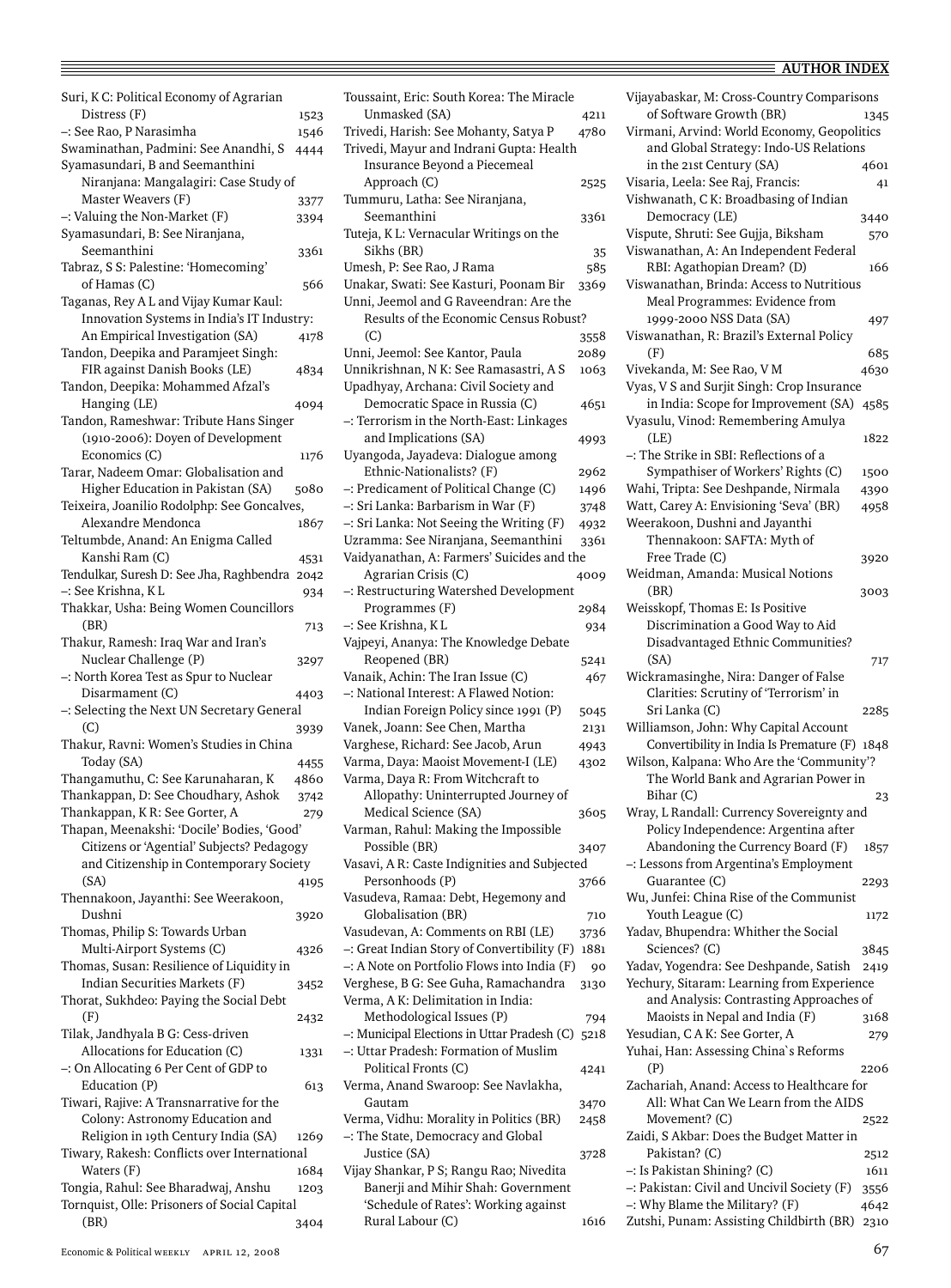Suri, K C: Political Economy of Agrarian Distress (F) 1523
–: See Rao, P Narasimha 1546
Swaminathan, Padmini: See Anandhi, S 4444
Syamasundari, B and Seemanthini Niranjana: Mangalagiri: Case Study of Master Weavers (F) 3377
–: Valuing the Non-Market (F) 3394
Syamasundari, B: See Niranjana, Seemanthini 3361
Tabraz, S S: Palestine: 'Homecoming' of Hamas (C) 566
Taganas, Rey A L and Vijay Kumar Kaul: Innovation Systems in India's IT Industry: An Empirical Investigation (SA) 4178
Tandon, Deepika and Paramjeet Singh: FIR against Danish Books (LE) 4834
Tandon, Deepika: Mohammed Afzal's Hanging (LE) 4094
Tandon, Rameshwar: Tribute Hans Singer (1910-2006): Doyen of Development Economics (C) 1176
Tarar, Nadeem Omar: Globalisation and Higher Education in Pakistan (SA) 5080
Teixeira, Joanilio Rodolphp: See Goncalves, Alexandre Mendonca 1867
Teltumbde, Anand: An Enigma Called Kanshi Ram (C) 4531
Tendulkar, Suresh D: See Jha, Raghbendra 2042
–: See Krishna, K L 934
Thakkar, Usha: Being Women Councillors (BR) 713
Thakur, Ramesh: Iraq War and Iran's Nuclear Challenge (P) 3297
–: North Korea Test as Spur to Nuclear Disarmament (C) 4403
–: Selecting the Next UN Secretary General (C) 3939
Thakur, Ravni: Women's Studies in China Today (SA) 4455
Thangamuthu, C: See Karunaharan, K 4860
Thankappan, D: See Choudhary, Ashok 3742
Thankappan, K R: See Gorter, A 279
Thapan, Meenakshi: 'Docile' Bodies, 'Good' Citizens or 'Agential' Subjects? Pedagogy and Citizenship in Contemporary Society (SA) 4195
Thennakoon, Jayanthi: See Weerakoon, Dushni 3920
Thomas, Philip S: Towards Urban Multi-Airport Systems (C) 4326
Thomas, Susan: Resilience of Liquidity in Indian Securities Markets (F) 3452
Thorat, Sukhdeo: Paying the Social Debt (F) 2432
Tilak, Jandhyala B G: Cess-driven Allocations for Education (C) 1331
–: On Allocating 6 Per Cent of GDP to Education (P) 613
Tiwari, Rajive: A Transnarrative for the Colony: Astronomy Education and Religion in 19th Century India (SA) 1269
Tiwary, Rakesh: Conflicts over International Waters (F) 1684
Tongia, Rahul: See Bharadwaj, Anshu 1203
Tornquist, Olle: Prisoners of Social Capital (BR) 3404
Toussaint, Eric: South Korea: The Miracle Unmasked (SA) 4211
Trivedi, Harish: See Mohanty, Satya P 4780
Trivedi, Mayur and Indrani Gupta: Health Insurance Beyond a Piecemeal Approach (C) 2525
Tummuru, Latha: See Niranjana, Seemanthini 3361
Tuteja, K L: Vernacular Writings on the Sikhs (BR) 35
Umesh, P: See Rao, J Rama 585
Unakar, Swati: See Kasturi, Poonam Bir 3369
Unni, Jeemol and G Raveendran: Are the Results of the Economic Census Robust? (C) 3558
Unni, Jeemol: See Kantor, Paula 2089
Unnikrishnan, N K: See Ramasastri, A S 1063
Upadhyay, Archana: Civil Society and Democratic Space in Russia (C) 4651
–: Terrorism in the North-East: Linkages and Implications (SA) 4993
Uyangoda, Jayadeva: Dialogue among Ethnic-Nationalists? (F) 2962
–: Predicament of Political Change (C) 1496
–: Sri Lanka: Barbarism in War (F) 3748
–: Sri Lanka: Not Seeing the Writing (F) 4932
Uzramma: See Niranjana, Seemanthini 3361
Vaidyanathan, A: Farmers' Suicides and the Agrarian Crisis (C) 4009
–: Restructuring Watershed Development Programmes (F) 2984
–: See Krishna, K L 934
Vajpeyi, Ananya: The Knowledge Debate Reopened (BR) 5241
Vanaik, Achin: The Iran Issue (C) 467
–: National Interest: A Flawed Notion: Indian Foreign Policy since 1991 (P) 5045
Vanek, Joann: See Chen, Martha 2131
Varghese, Richard: See Jacob, Arun 4943
Varma, Daya: Maoist Movement-I (LE) 4302
Varma, Daya R: From Witchcraft to Allopathy: Uninterrupted Journey of Medical Science (SA) 3605
Varman, Rahul: Making the Impossible Possible (BR) 3407
Vasavi, A R: Caste Indignities and Subjected Personhoods (P) 3766
Vasudeva, Ramaa: Debt, Hegemony and Globalisation (BR) 710
Vasudevan, A: Comments on RBI (LE) 3736
–: Great Indian Story of Convertibility (F) 1881
–: A Note on Portfolio Flows into India (F) 90
Verghese, B G: See Guha, Ramachandra 3130
Verma, A K: Delimitation in India: Methodological Issues (P) 794
–: Municipal Elections in Uttar Pradesh (C) 5218
–: Uttar Pradesh: Formation of Muslim Political Fronts (C) 4241
Verma, Anand Swaroop: See Navlakha, Gautam 3470
Verma, Vidhu: Morality in Politics (BR) 2458
–: The State, Democracy and Global Justice (SA) 3728
Vijay Shankar, P S; Rangu Rao; Nivedita Banerji and Mihir Shah: Government 'Schedule of Rates': Working against Rural Labour (C) 1616
Vijayabaskar, M: Cross-Country Comparisons of Software Growth (BR) 1345
Virmani, Arvind: World Economy, Geopolitics and Global Strategy: Indo-US Relations in the 21st Century (SA) 4601
Visaria, Leela: See Raj, Francis: 41
Vishwanath, C K: Broadbasing of Indian Democracy (LE) 3440
Vispute, Shruti: See Gujja, Biksham 570
Viswanathan, A: An Independent Federal RBI: Agathopian Dream? (D) 166
Viswanathan, Brinda: Access to Nutritious Meal Programmes: Evidence from 1999-2000 NSS Data (SA) 497
Viswanathan, R: Brazil's External Policy (F) 685
Vivekanda, M: See Rao, V M 4630
Vyas, V S and Surjit Singh: Crop Insurance in India: Scope for Improvement (SA) 4585
Vyasulu, Vinod: Remembering Amulya (LE) 1822
–: The Strike in SBI: Reflections of a Sympathiser of Workers' Rights (C) 1500
Wahi, Tripta: See Deshpande, Nirmala 4390
Watt, Carey A: Envisioning 'Seva' (BR) 4958
Weerakoon, Dushni and Jayanthi Thennakoon: SAFTA: Myth of Free Trade (C) 3920
Weidman, Amanda: Musical Notions (BR) 3003
Weisskopf, Thomas E: Is Positive Discrimination a Good Way to Aid Disadvantaged Ethnic Communities? (SA) 717
Wickramasinghe, Nira: Danger of False Clarities: Scrutiny of 'Terrorism' in Sri Lanka (C) 2285
Williamson, John: Why Capital Account Convertibility in India Is Premature (F) 1848
Wilson, Kalpana: Who Are the 'Community'? The World Bank and Agrarian Power in Bihar (C) 23
Wray, L Randall: Currency Sovereignty and Policy Independence: Argentina after Abandoning the Currency Board (F) 1857
–: Lessons from Argentina's Employment Guarantee (C) 2293
Wu, Junfei: China Rise of the Communist Youth League (C) 1172
Yadav, Bhupendra: Whither the Social Sciences? (C) 3845
Yadav, Yogendra: See Deshpande, Satish 2419
Yechury, Sitaram: Learning from Experience and Analysis: Contrasting Approaches of Maoists in Nepal and India (F) 3168
Yesudian, C A K: See Gorter, A 279
Yuhai, Han: Assessing China`s Reforms (P) 2206
Zachariah, Anand: Access to Healthcare for All: What Can We Learn from the AIDS Movement? (C) 2522
Zaidi, S Akbar: Does the Budget Matter in Pakistan? (C) 2512
–: Is Pakistan Shining? (C) 1611
–: Pakistan: Civil and Uncivil Society (F) 3556
–: Why Blame the Military? (F) 4642
Zutshi, Punam: Assisting Childbirth (BR) 2310